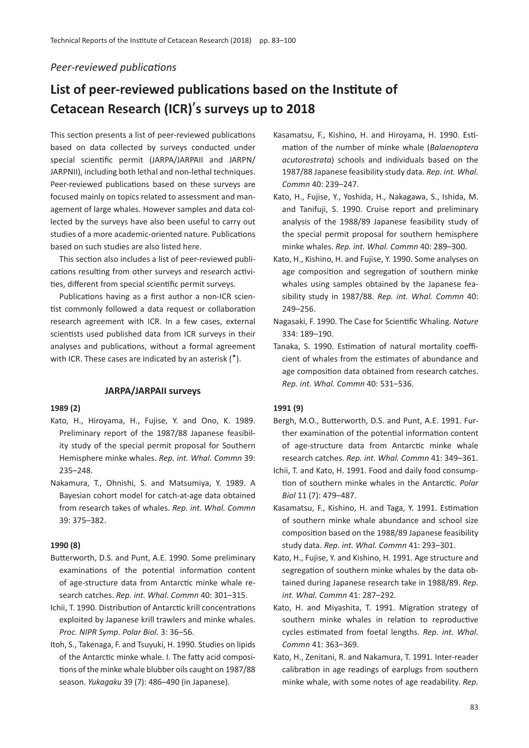*Peer-reviewed publications*

# List of peer-reviewed publications based on the Institute of Cetacean Research (ICR)'s surveys up to 2018

This section presents a list of peer-reviewed publications based on data collected by surveys conducted under special scientific permit (JARPA/JARPAII and JARPN/JARPNII), including both lethal and non-lethal techniques. Peer-reviewed publications based on these surveys are focused mainly on topics related to assessment and management of large whales. However samples and data collected by the surveys have also been useful to carry out studies of a more academic-oriented nature. Publications based on such studies are also listed here.

This section also includes a list of peer-reviewed publications resulting from other surveys and research activities, different from special scientific permit surveys.

Publications having as a first author a non-ICR scientist commonly followed a data request or collaboration research agreement with ICR. In a few cases, external scientists used published data from ICR surveys in their analyses and publications, without a formal agreement with ICR. These cases are indicated by an asterisk (*).

## JARPA/JARPAII surveys

### 1989 (2)

Kato, H., Hiroyama, H., Fujise, Y. and Ono, K. 1989. Preliminary report of the 1987/88 Japanese feasibility study of the special permit proposal for Southern Hemisphere minke whales. *Rep. int. Whal. Commn* 39: 235–248.

Nakamura, T., Ohnishi, S. and Matsumiya, Y. 1989. A Bayesian cohort model for catch-at-age data obtained from research takes of whales. *Rep. int. Whal. Commn* 39: 375–382.

### 1990 (8)

Butterworth, D.S. and Punt, A.E. 1990. Some preliminary examinations of the potential information content of age-structure data from Antarctic minke whale research catches. *Rep. int. Whal. Commn* 40: 301–315.

Ichii, T. 1990. Distribution of Antarctic krill concentrations exploited by Japanese krill trawlers and minke whales. *Proc. NIPR Symp. Polar Biol.* 3: 36–56.

Itoh, S., Takenaga, F. and Tsuyuki, H. 1990. Studies on lipids of the Antarctic minke whale. I. The fatty acid compositions of the minke whale blubber oils caught on 1987/88 season. *Yukagaku* 39 (7): 486–490 (in Japanese).

Kasamatsu, F., Kishino, H. and Hiroyama, H. 1990. Estimation of the number of minke whale (*Balaenoptera acutorostrata*) schools and individuals based on the 1987/88 Japanese feasibility study data. *Rep. int. Whal. Commn* 40: 239–247.

Kato, H., Fujise, Y., Yoshida, H., Nakagawa, S., Ishida, M. and Tanifuji, S. 1990. Cruise report and preliminary analysis of the 1988/89 Japanese feasibility study of the special permit proposal for southern hemisphere minke whales. *Rep. int. Whal. Commn* 40: 289–300.

Kato, H., Kishino, H. and Fujise, Y. 1990. Some analyses on age composition and segregation of southern minke whales using samples obtained by the Japanese feasibility study in 1987/88. *Rep. int. Whal. Commn* 40: 249–256.

Nagasaki, F. 1990. The Case for Scientific Whaling. *Nature* 334: 189–190.

Tanaka, S. 1990. Estimation of natural mortality coefficient of whales from the estimates of abundance and age composition data obtained from research catches. *Rep. int. Whal. Commn* 40: 531–536.

### 1991 (9)

Bergh, M.O., Butterworth, D.S. and Punt, A.E. 1991. Further examination of the potential information content of age-structure data from Antarctic minke whale research catches. *Rep. int. Whal. Commn* 41: 349–361.

Ichii, T. and Kato, H. 1991. Food and daily food consumption of southern minke whales in the Antarctic. *Polar Biol* 11 (7): 479–487.

Kasamatsu, F., Kishino, H. and Taga, Y. 1991. Estimation of southern minke whale abundance and school size composition based on the 1988/89 Japanese feasibility study data. *Rep. int. Whal. Commn* 41: 293–301.

Kato, H., Fujise, Y. and Kishino, H. 1991. Age structure and segregation of southern minke whales by the data obtained during Japanese research take in 1988/89. *Rep. int. Whal. Commn* 41: 287–292.

Kato, H. and Miyashita, T. 1991. Migration strategy of southern minke whales in relation to reproductive cycles estimated from foetal lengths. *Rep. int. Whal. Commn* 41: 363–369.

Kato, H., Zenitani, R. and Nakamura, T. 1991. Inter-reader calibration in age readings of earplugs from southern minke whale, with some notes of age readability. *Rep.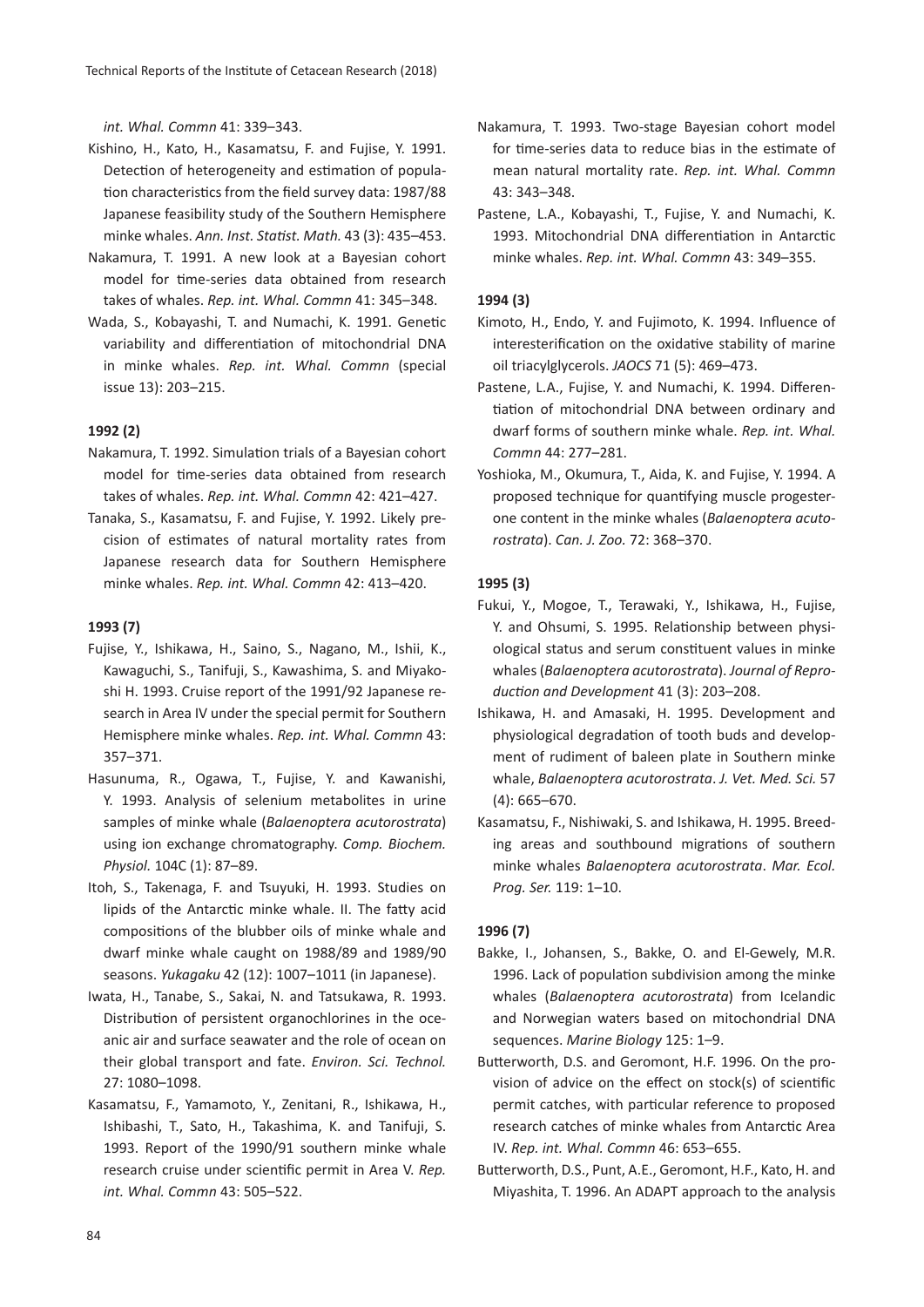*int. Whal. Commn* 41: 339–343.

Kishino, H., Kato, H., Kasamatsu, F. and Fujise, Y. 1991. Detection of heterogeneity and estimation of population characteristics from the field survey data: 1987/88 Japanese feasibility study of the Southern Hemisphere minke whales. *Ann. Inst. Statist. Math.* 43 (3): 435–453.

Nakamura, T. 1991. A new look at a Bayesian cohort model for time-series data obtained from research takes of whales. *Rep. int. Whal. Commn* 41: 345–348.

Wada, S., Kobayashi, T. and Numachi, K. 1991. Genetic variability and differentiation of mitochondrial DNA in minke whales. *Rep. int. Whal. Commn* (special issue 13): 203–215.

**1992 (2)**

Nakamura, T. 1992. Simulation trials of a Bayesian cohort model for time-series data obtained from research takes of whales. *Rep. int. Whal. Commn* 42: 421–427.

Tanaka, S., Kasamatsu, F. and Fujise, Y. 1992. Likely precision of estimates of natural mortality rates from Japanese research data for Southern Hemisphere minke whales. *Rep. int. Whal. Commn* 42: 413–420.

**1993 (7)**

Fujise, Y., Ishikawa, H., Saino, S., Nagano, M., Ishii, K., Kawaguchi, S., Tanifuji, S., Kawashima, S. and Miyakoshi H. 1993. Cruise report of the 1991/92 Japanese research in Area IV under the special permit for Southern Hemisphere minke whales. *Rep. int. Whal. Commn* 43: 357–371.

Hasunuma, R., Ogawa, T., Fujise, Y. and Kawanishi, Y. 1993. Analysis of selenium metabolites in urine samples of minke whale (*Balaenoptera acutorostrata*) using ion exchange chromatography. *Comp. Biochem. Physiol.* 104C (1): 87–89.

Itoh, S., Takenaga, F. and Tsuyuki, H. 1993. Studies on lipids of the Antarctic minke whale. II. The fatty acid compositions of the blubber oils of minke whale and dwarf minke whale caught on 1988/89 and 1989/90 seasons. *Yukagaku* 42 (12): 1007–1011 (in Japanese).

Iwata, H., Tanabe, S., Sakai, N. and Tatsukawa, R. 1993. Distribution of persistent organochlorines in the oceanic air and surface seawater and the role of ocean on their global transport and fate. *Environ. Sci. Technol.* 27: 1080–1098.

Kasamatsu, F., Yamamoto, Y., Zenitani, R., Ishikawa, H., Ishibashi, T., Sato, H., Takashima, K. and Tanifuji, S. 1993. Report of the 1990/91 southern minke whale research cruise under scientific permit in Area V. *Rep. int. Whal. Commn* 43: 505–522.

Nakamura, T. 1993. Two-stage Bayesian cohort model for time-series data to reduce bias in the estimate of mean natural mortality rate. *Rep. int. Whal. Commn* 43: 343–348.

Pastene, L.A., Kobayashi, T., Fujise, Y. and Numachi, K. 1993. Mitochondrial DNA differentiation in Antarctic minke whales. *Rep. int. Whal. Commn* 43: 349–355.

**1994 (3)**

Kimoto, H., Endo, Y. and Fujimoto, K. 1994. Influence of interesterification on the oxidative stability of marine oil triacylglycerols. *JAOCS* 71 (5): 469–473.

Pastene, L.A., Fujise, Y. and Numachi, K. 1994. Differentiation of mitochondrial DNA between ordinary and dwarf forms of southern minke whale. *Rep. int. Whal. Commn* 44: 277–281.

Yoshioka, M., Okumura, T., Aida, K. and Fujise, Y. 1994. A proposed technique for quantifying muscle progesterone content in the minke whales (*Balaenoptera acutorostrata*). *Can. J. Zoo.* 72: 368–370.

**1995 (3)**

Fukui, Y., Mogoe, T., Terawaki, Y., Ishikawa, H., Fujise, Y. and Ohsumi, S. 1995. Relationship between physiological status and serum constituent values in minke whales (*Balaenoptera acutorostrata*). *Journal of Reproduction and Development* 41 (3): 203–208.

Ishikawa, H. and Amasaki, H. 1995. Development and physiological degradation of tooth buds and development of rudiment of baleen plate in Southern minke whale, *Balaenoptera acutorostrata*. *J. Vet. Med. Sci.* 57 (4): 665–670.

Kasamatsu, F., Nishiwaki, S. and Ishikawa, H. 1995. Breeding areas and southbound migrations of southern minke whales *Balaenoptera acutorostrata*. *Mar. Ecol. Prog. Ser.* 119: 1–10.

**1996 (7)**

Bakke, I., Johansen, S., Bakke, O. and El-Gewely, M.R. 1996. Lack of population subdivision among the minke whales (*Balaenoptera acutorostrata*) from Icelandic and Norwegian waters based on mitochondrial DNA sequences. *Marine Biology* 125: 1–9.

Butterworth, D.S. and Geromont, H.F. 1996. On the provision of advice on the effect on stock(s) of scientific permit catches, with particular reference to proposed research catches of minke whales from Antarctic Area IV. *Rep. int. Whal. Commn* 46: 653–655.

Butterworth, D.S., Punt, A.E., Geromont, H.F., Kato, H. and Miyashita, T. 1996. An ADAPT approach to the analysis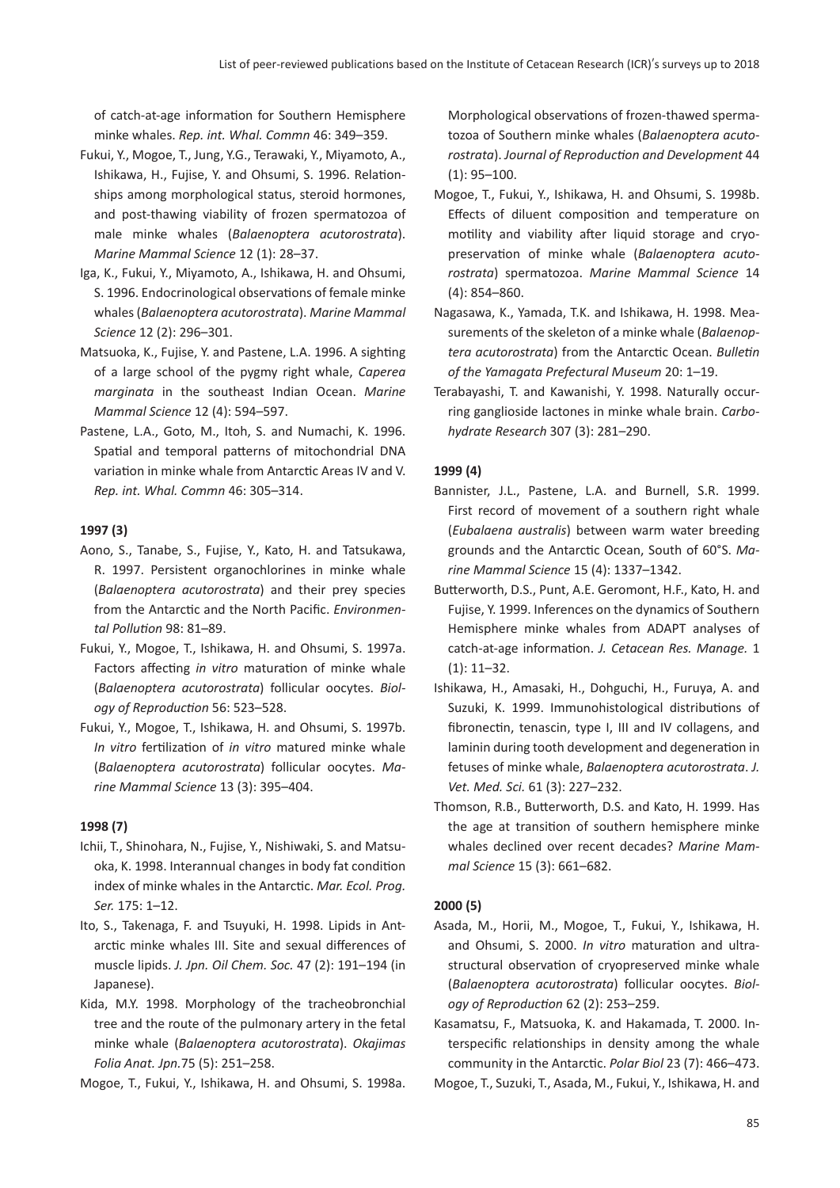of catch-at-age information for Southern Hemisphere minke whales. *Rep. int. Whal. Commn* 46: 349–359.

Fukui, Y., Mogoe, T., Jung, Y.G., Terawaki, Y., Miyamoto, A., Ishikawa, H., Fujise, Y. and Ohsumi, S. 1996. Relationships among morphological status, steroid hormones, and post-thawing viability of frozen spermatozoa of male minke whales (*Balaenoptera acutorostrata*). *Marine Mammal Science* 12 (1): 28–37.

Iga, K., Fukui, Y., Miyamoto, A., Ishikawa, H. and Ohsumi, S. 1996. Endocrinological observations of female minke whales (*Balaenoptera acutorostrata*). *Marine Mammal Science* 12 (2): 296–301.

Matsuoka, K., Fujise, Y. and Pastene, L.A. 1996. A sighting of a large school of the pygmy right whale, *Caperea marginata* in the southeast Indian Ocean. *Marine Mammal Science* 12 (4): 594–597.

Pastene, L.A., Goto, M., Itoh, S. and Numachi, K. 1996. Spatial and temporal patterns of mitochondrial DNA variation in minke whale from Antarctic Areas IV and V. *Rep. int. Whal. Commn* 46: 305–314.

**1997 (3)**

Aono, S., Tanabe, S., Fujise, Y., Kato, H. and Tatsukawa, R. 1997. Persistent organochlorines in minke whale (*Balaenoptera acutorostrata*) and their prey species from the Antarctic and the North Pacific. *Environmental Pollution* 98: 81–89.

Fukui, Y., Mogoe, T., Ishikawa, H. and Ohsumi, S. 1997a. Factors affecting *in vitro* maturation of minke whale (*Balaenoptera acutorostrata*) follicular oocytes. *Biology of Reproduction* 56: 523–528.

Fukui, Y., Mogoe, T., Ishikawa, H. and Ohsumi, S. 1997b. *In vitro* fertilization of *in vitro* matured minke whale (*Balaenoptera acutorostrata*) follicular oocytes. *Marine Mammal Science* 13 (3): 395–404.

**1998 (7)**

Ichii, T., Shinohara, N., Fujise, Y., Nishiwaki, S. and Matsuoka, K. 1998. Interannual changes in body fat condition index of minke whales in the Antarctic. *Mar. Ecol. Prog. Ser.* 175: 1–12.

Ito, S., Takenaga, F. and Tsuyuki, H. 1998. Lipids in Antarctic minke whales III. Site and sexual differences of muscle lipids. *J. Jpn. Oil Chem. Soc.* 47 (2): 191–194 (in Japanese).

Kida, M.Y. 1998. Morphology of the tracheobronchial tree and the route of the pulmonary artery in the fetal minke whale (*Balaenoptera acutorostrata*). *Okajimas Folia Anat. Jpn.*75 (5): 251–258.

Mogoe, T., Fukui, Y., Ishikawa, H. and Ohsumi, S. 1998a. Morphological observations of frozen-thawed spermatozoa of Southern minke whales (*Balaenoptera acutorostrata*). *Journal of Reproduction and Development* 44 (1): 95–100.

Mogoe, T., Fukui, Y., Ishikawa, H. and Ohsumi, S. 1998b. Effects of diluent composition and temperature on motility and viability after liquid storage and cryopreservation of minke whale (*Balaenoptera acutorostrata*) spermatozoa. *Marine Mammal Science* 14 (4): 854–860.

Nagasawa, K., Yamada, T.K. and Ishikawa, H. 1998. Measurements of the skeleton of a minke whale (*Balaenoptera acutorostrata*) from the Antarctic Ocean. *Bulletin of the Yamagata Prefectural Museum* 20: 1–19.

Terabayashi, T. and Kawanishi, Y. 1998. Naturally occurring ganglioside lactones in minke whale brain. *Carbohydrate Research* 307 (3): 281–290.

**1999 (4)**

Bannister, J.L., Pastene, L.A. and Burnell, S.R. 1999. First record of movement of a southern right whale (*Eubalaena australis*) between warm water breeding grounds and the Antarctic Ocean, South of 60°S. *Marine Mammal Science* 15 (4): 1337–1342.

Butterworth, D.S., Punt, A.E. Geromont, H.F., Kato, H. and Fujise, Y. 1999. Inferences on the dynamics of Southern Hemisphere minke whales from ADAPT analyses of catch-at-age information. *J. Cetacean Res. Manage.* 1 (1): 11–32.

Ishikawa, H., Amasaki, H., Dohguchi, H., Furuya, A. and Suzuki, K. 1999. Immunohistological distributions of fibronectin, tenascin, type I, III and IV collagens, and laminin during tooth development and degeneration in fetuses of minke whale, *Balaenoptera acutorostrata*. *J. Vet. Med. Sci.* 61 (3): 227–232.

Thomson, R.B., Butterworth, D.S. and Kato, H. 1999. Has the age at transition of southern hemisphere minke whales declined over recent decades? *Marine Mammal Science* 15 (3): 661–682.

**2000 (5)**

Asada, M., Horii, M., Mogoe, T., Fukui, Y., Ishikawa, H. and Ohsumi, S. 2000. *In vitro* maturation and ultrastructural observation of cryopreserved minke whale (*Balaenoptera acutorostrata*) follicular oocytes. *Biology of Reproduction* 62 (2): 253–259.

Kasamatsu, F., Matsuoka, K. and Hakamada, T. 2000. Interspecific relationships in density among the whale community in the Antarctic. *Polar Biol* 23 (7): 466–473.

Mogoe, T., Suzuki, T., Asada, M., Fukui, Y., Ishikawa, H. and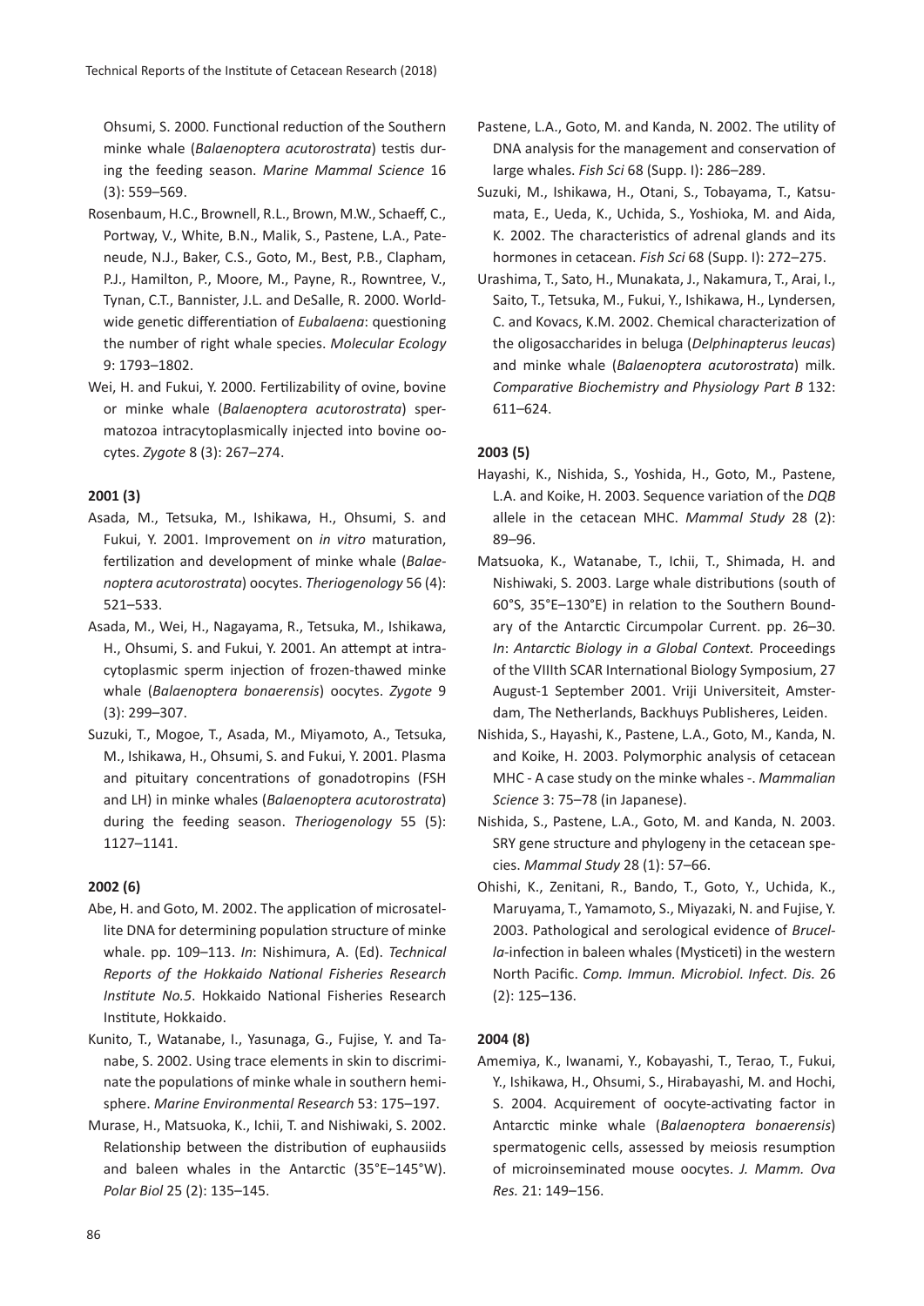Ohsumi, S. 2000. Functional reduction of the Southern minke whale (*Balaenoptera acutorostrata*) testis during the feeding season. *Marine Mammal Science* 16 (3): 559–569.

Rosenbaum, H.C., Brownell, R.L., Brown, M.W., Schaeff, C., Portway, V., White, B.N., Malik, S., Pastene, L.A., Pateneude, N.J., Baker, C.S., Goto, M., Best, P.B., Clapham, P.J., Hamilton, P., Moore, M., Payne, R., Rowntree, V., Tynan, C.T., Bannister, J.L. and DeSalle, R. 2000. Worldwide genetic differentiation of *Eubalaena*: questioning the number of right whale species. *Molecular Ecology* 9: 1793–1802.

Wei, H. and Fukui, Y. 2000. Fertilizability of ovine, bovine or minke whale (*Balaenoptera acutorostrata*) spermatozoa intracytoplasmically injected into bovine oocytes. *Zygote* 8 (3): 267–274.

**2001 (3)**

Asada, M., Tetsuka, M., Ishikawa, H., Ohsumi, S. and Fukui, Y. 2001. Improvement on *in vitro* maturation, fertilization and development of minke whale (*Balaenoptera acutorostrata*) oocytes. *Theriogenology* 56 (4): 521–533.

Asada, M., Wei, H., Nagayama, R., Tetsuka, M., Ishikawa, H., Ohsumi, S. and Fukui, Y. 2001. An attempt at intracytoplasmic sperm injection of frozen-thawed minke whale (*Balaenoptera bonaerensis*) oocytes. *Zygote* 9 (3): 299–307.

Suzuki, T., Mogoe, T., Asada, M., Miyamoto, A., Tetsuka, M., Ishikawa, H., Ohsumi, S. and Fukui, Y. 2001. Plasma and pituitary concentrations of gonadotropins (FSH and LH) in minke whales (*Balaenoptera acutorostrata*) during the feeding season. *Theriogenology* 55 (5): 1127–1141.

**2002 (6)**

Abe, H. and Goto, M. 2002. The application of microsatellite DNA for determining population structure of minke whale. pp. 109–113. *In*: Nishimura, A. (Ed). *Technical Reports of the Hokkaido National Fisheries Research Institute No.5*. Hokkaido National Fisheries Research Institute, Hokkaido.

Kunito, T., Watanabe, I., Yasunaga, G., Fujise, Y. and Tanabe, S. 2002. Using trace elements in skin to discriminate the populations of minke whale in southern hemisphere. *Marine Environmental Research* 53: 175–197.

Murase, H., Matsuoka, K., Ichii, T. and Nishiwaki, S. 2002. Relationship between the distribution of euphausiids and baleen whales in the Antarctic (35°E–145°W). *Polar Biol* 25 (2): 135–145.

Pastene, L.A., Goto, M. and Kanda, N. 2002. The utility of DNA analysis for the management and conservation of large whales. *Fish Sci* 68 (Supp. I): 286–289.

Suzuki, M., Ishikawa, H., Otani, S., Tobayama, T., Katsumata, E., Ueda, K., Uchida, S., Yoshioka, M. and Aida, K. 2002. The characteristics of adrenal glands and its hormones in cetacean. *Fish Sci* 68 (Supp. I): 272–275.

Urashima, T., Sato, H., Munakata, J., Nakamura, T., Arai, I., Saito, T., Tetsuka, M., Fukui, Y., Ishikawa, H., Lyndersen, C. and Kovacs, K.M. 2002. Chemical characterization of the oligosaccharides in beluga (*Delphinapterus leucas*) and minke whale (*Balaenoptera acutorostrata*) milk. *Comparative Biochemistry and Physiology Part B* 132: 611–624.

**2003 (5)**

Hayashi, K., Nishida, S., Yoshida, H., Goto, M., Pastene, L.A. and Koike, H. 2003. Sequence variation of the *DQB* allele in the cetacean MHC. *Mammal Study* 28 (2): 89–96.

Matsuoka, K., Watanabe, T., Ichii, T., Shimada, H. and Nishiwaki, S. 2003. Large whale distributions (south of 60°S, 35°E–130°E) in relation to the Southern Boundary of the Antarctic Circumpolar Current. pp. 26–30. *In*: *Antarctic Biology in a Global Context.* Proceedings of the VIIIth SCAR International Biology Symposium, 27 August-1 September 2001. Vriji Universiteit, Amsterdam, The Netherlands, Backhuys Publisheres, Leiden.

Nishida, S., Hayashi, K., Pastene, L.A., Goto, M., Kanda, N. and Koike, H. 2003. Polymorphic analysis of cetacean MHC - A case study on the minke whales -. *Mammalian Science* 3: 75–78 (in Japanese).

Nishida, S., Pastene, L.A., Goto, M. and Kanda, N. 2003. SRY gene structure and phylogeny in the cetacean species. *Mammal Study* 28 (1): 57–66.

Ohishi, K., Zenitani, R., Bando, T., Goto, Y., Uchida, K., Maruyama, T., Yamamoto, S., Miyazaki, N. and Fujise, Y. 2003. Pathological and serological evidence of *Brucella*-infection in baleen whales (Mysticeti) in the western North Pacific. *Comp. Immun. Microbiol. Infect. Dis.* 26 (2): 125–136.

**2004 (8)**

Amemiya, K., Iwanami, Y., Kobayashi, T., Terao, T., Fukui, Y., Ishikawa, H., Ohsumi, S., Hirabayashi, M. and Hochi, S. 2004. Acquirement of oocyte-activating factor in Antarctic minke whale (*Balaenoptera bonaerensis*) spermatogenic cells, assessed by meiosis resumption of microinseminated mouse oocytes. *J. Mamm. Ova Res.* 21: 149–156.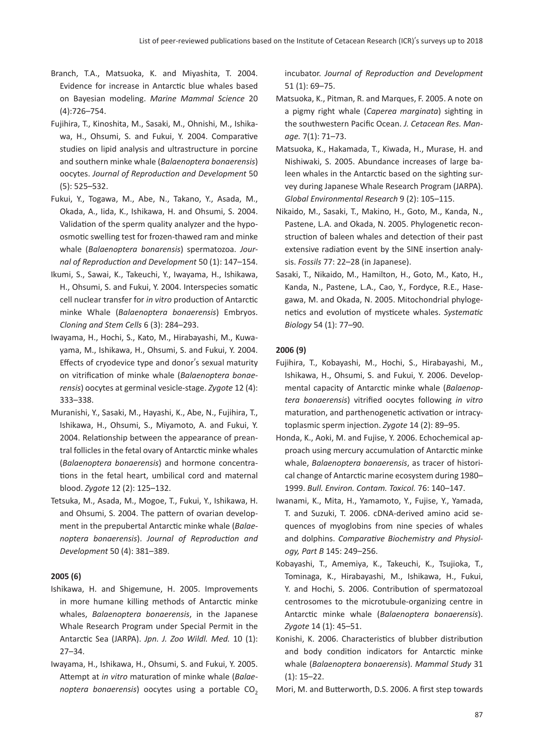Branch, T.A., Matsuoka, K. and Miyashita, T. 2004. Evidence for increase in Antarctic blue whales based on Bayesian modeling. *Marine Mammal Science* 20 (4):726–754.

Fujihira, T., Kinoshita, M., Sasaki, M., Ohnishi, M., Ishikawa, H., Ohsumi, S. and Fukui, Y. 2004. Comparative studies on lipid analysis and ultrastructure in porcine and southern minke whale (*Balaenoptera bonaerensis*) oocytes. *Journal of Reproduction and Development* 50 (5): 525–532.

Fukui, Y., Togawa, M., Abe, N., Takano, Y., Asada, M., Okada, A., Iida, K., Ishikawa, H. and Ohsumi, S. 2004. Validation of the sperm quality analyzer and the hypoosmotic swelling test for frozen-thawed ram and minke whale (*Balaenoptera bonarensis*) spermatozoa. *Journal of Reproduction and Development* 50 (1): 147–154.

Ikumi, S., Sawai, K., Takeuchi, Y., Iwayama, H., Ishikawa, H., Ohsumi, S. and Fukui, Y. 2004. Interspecies somatic cell nuclear transfer for *in vitro* production of Antarctic minke Whale (*Balaenoptera bonaerensis*) Embryos. *Cloning and Stem Cells* 6 (3): 284–293.

Iwayama, H., Hochi, S., Kato, M., Hirabayashi, M., Kuwayama, M., Ishikawa, H., Ohsumi, S. and Fukui, Y. 2004. Effects of cryodevice type and donor's sexual maturity on vitrification of minke whale (*Balaenoptera bonaerensis*) oocytes at germinal vesicle-stage. *Zygote* 12 (4): 333–338.

Muranishi, Y., Sasaki, M., Hayashi, K., Abe, N., Fujihira, T., Ishikawa, H., Ohsumi, S., Miyamoto, A. and Fukui, Y. 2004. Relationship between the appearance of preantral follicles in the fetal ovary of Antarctic minke whales (*Balaenoptera bonaerensis*) and hormone concentrations in the fetal heart, umbilical cord and maternal blood. *Zygote* 12 (2): 125–132.

Tetsuka, M., Asada, M., Mogoe, T., Fukui, Y., Ishikawa, H. and Ohsumi, S. 2004. The pattern of ovarian development in the prepubertal Antarctic minke whale (*Balaenoptera bonaerensis*). *Journal of Reproduction and Development* 50 (4): 381–389.

**2005 (6)**

Ishikawa, H. and Shigemune, H. 2005. Improvements in more humane killing methods of Antarctic minke whales, *Balaenoptera bonaerensis*, in the Japanese Whale Research Program under Special Permit in the Antarctic Sea (JARPA). *Jpn. J. Zoo Wildl. Med.* 10 (1): 27–34.

Iwayama, H., Ishikawa, H., Ohsumi, S. and Fukui, Y. 2005. Attempt at *in vitro* maturation of minke whale (*Balaenoptera bonaerensis*) oocytes using a portable $CO_2$ incubator. *Journal of Reproduction and Development* 51 (1): 69–75.

Matsuoka, K., Pitman, R. and Marques, F. 2005. A note on a pigmy right whale (*Caperea marginata*) sighting in the southwestern Pacific Ocean. *J. Cetacean Res. Manage.* 7(1): 71–73.

Matsuoka, K., Hakamada, T., Kiwada, H., Murase, H. and Nishiwaki, S. 2005. Abundance increases of large baleen whales in the Antarctic based on the sighting survey during Japanese Whale Research Program (JARPA). *Global Environmental Research* 9 (2): 105–115.

Nikaido, M., Sasaki, T., Makino, H., Goto, M., Kanda, N., Pastene, L.A. and Okada, N. 2005. Phylogenetic reconstruction of baleen whales and detection of their past extensive radiation event by the SINE insertion analysis. *Fossils* 77: 22–28 (in Japanese).

Sasaki, T., Nikaido, M., Hamilton, H., Goto, M., Kato, H., Kanda, N., Pastene, L.A., Cao, Y., Fordyce, R.E., Hasegawa, M. and Okada, N. 2005. Mitochondrial phylogenetics and evolution of mysticete whales. *Systematic Biology* 54 (1): 77–90.

**2006 (9)**

Fujihira, T., Kobayashi, M., Hochi, S., Hirabayashi, M., Ishikawa, H., Ohsumi, S. and Fukui, Y. 2006. Developmental capacity of Antarctic minke whale (*Balaenoptera bonaerensis*) vitrified oocytes following *in vitro* maturation, and parthenogenetic activation or intracytoplasmic sperm injection. *Zygote* 14 (2): 89–95.

Honda, K., Aoki, M. and Fujise, Y. 2006. Echochemical approach using mercury accumulation of Antarctic minke whale, *Balaenoptera bonaerensis*, as tracer of historical change of Antarctic marine ecosystem during 1980–1999. *Bull. Environ. Contam. Toxicol.* 76: 140–147.

Iwanami, K., Mita, H., Yamamoto, Y., Fujise, Y., Yamada, T. and Suzuki, T. 2006. cDNA-derived amino acid sequences of myoglobins from nine species of whales and dolphins. *Comparative Biochemistry and Physiology, Part B* 145: 249–256.

Kobayashi, T., Amemiya, K., Takeuchi, K., Tsujioka, T., Tominaga, K., Hirabayashi, M., Ishikawa, H., Fukui, Y. and Hochi, S. 2006. Contribution of spermatozoal centrosomes to the microtubule-organizing centre in Antarctic minke whale (*Balaenoptera bonaerensis*). *Zygote* 14 (1): 45–51.

Konishi, K. 2006. Characteristics of blubber distribution and body condition indicators for Antarctic minke whale (*Balaenoptera bonaerensis*). *Mammal Study* 31 (1): 15–22.

Mori, M. and Butterworth, D.S. 2006. A first step towards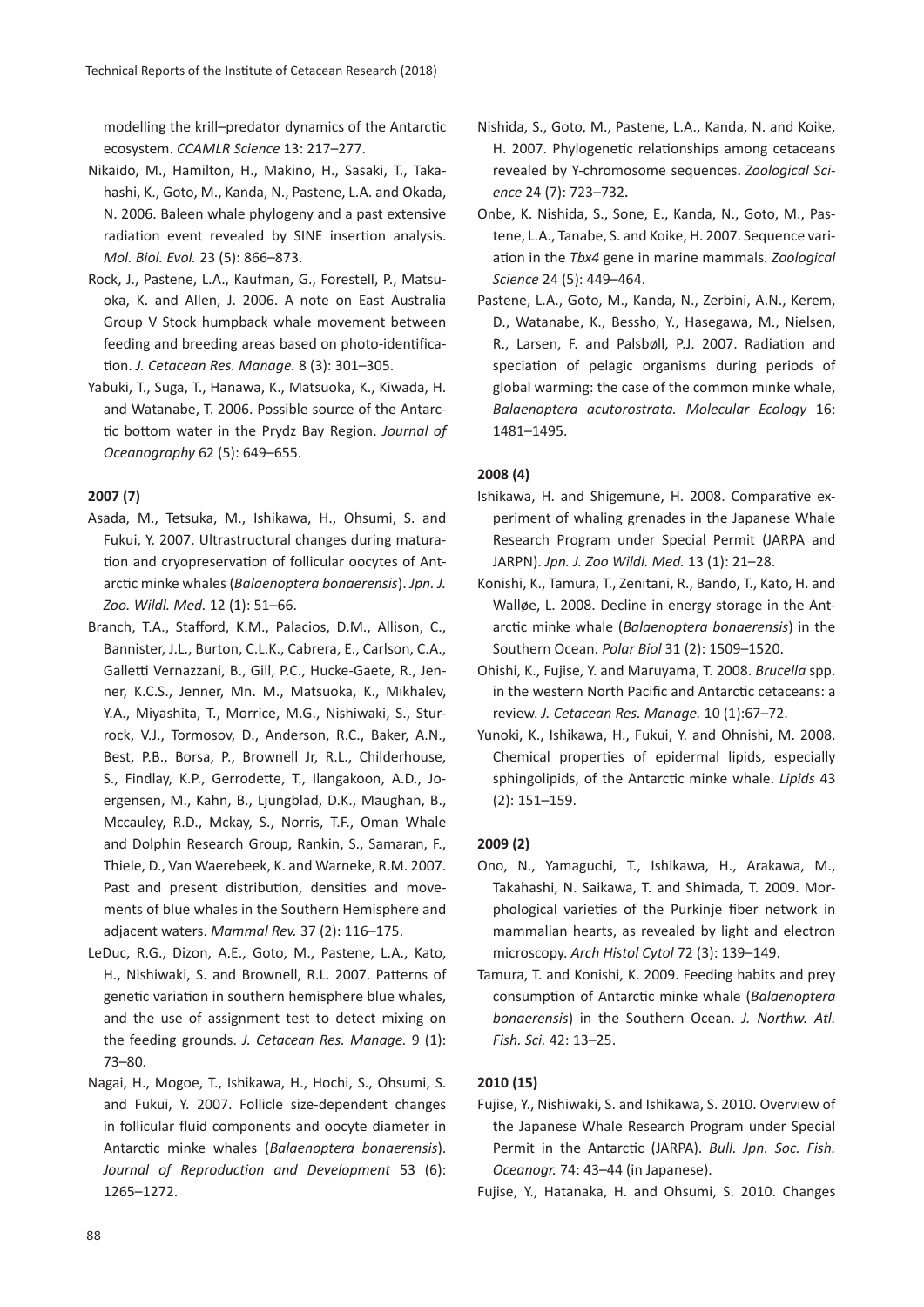modelling the krill–predator dynamics of the Antarctic ecosystem. *CCAMLR Science* 13: 217–277.

Nikaido, M., Hamilton, H., Makino, H., Sasaki, T., Takahashi, K., Goto, M., Kanda, N., Pastene, L.A. and Okada, N. 2006. Baleen whale phylogeny and a past extensive radiation event revealed by SINE insertion analysis. *Mol. Biol. Evol.* 23 (5): 866–873.

Rock, J., Pastene, L.A., Kaufman, G., Forestell, P., Matsuoka, K. and Allen, J. 2006. A note on East Australia Group V Stock humpback whale movement between feeding and breeding areas based on photo-identification. *J. Cetacean Res. Manage.* 8 (3): 301–305.

Yabuki, T., Suga, T., Hanawa, K., Matsuoka, K., Kiwada, H. and Watanabe, T. 2006. Possible source of the Antarctic bottom water in the Prydz Bay Region. *Journal of Oceanography* 62 (5): 649–655.

**2007 (7)**

Asada, M., Tetsuka, M., Ishikawa, H., Ohsumi, S. and Fukui, Y. 2007. Ultrastructural changes during maturation and cryopreservation of follicular oocytes of Antarctic minke whales (*Balaenoptera bonaerensis*). *Jpn. J. Zoo. Wildl. Med.* 12 (1): 51–66.

Branch, T.A., Stafford, K.M., Palacios, D.M., Allison, C., Bannister, J.L., Burton, C.L.K., Cabrera, E., Carlson, C.A., Galletti Vernazzani, B., Gill, P.C., Hucke-Gaete, R., Jenner, K.C.S., Jenner, Mn. M., Matsuoka, K., Mikhalev, Y.A., Miyashita, T., Morrice, M.G., Nishiwaki, S., Sturrock, V.J., Tormosov, D., Anderson, R.C., Baker, A.N., Best, P.B., Borsa, P., Brownell Jr, R.L., Childerhouse, S., Findlay, K.P., Gerrodette, T., Ilangakoon, A.D., Joergensen, M., Kahn, B., Ljungblad, D.K., Maughan, B., Mccauley, R.D., Mckay, S., Norris, T.F., Oman Whale and Dolphin Research Group, Rankin, S., Samaran, F., Thiele, D., Van Waerebeek, K. and Warneke, R.M. 2007. Past and present distribution, densities and movements of blue whales in the Southern Hemisphere and adjacent waters. *Mammal Rev.* 37 (2): 116–175.

LeDuc, R.G., Dizon, A.E., Goto, M., Pastene, L.A., Kato, H., Nishiwaki, S. and Brownell, R.L. 2007. Patterns of genetic variation in southern hemisphere blue whales, and the use of assignment test to detect mixing on the feeding grounds. *J. Cetacean Res. Manage.* 9 (1): 73–80.

Nagai, H., Mogoe, T., Ishikawa, H., Hochi, S., Ohsumi, S. and Fukui, Y. 2007. Follicle size-dependent changes in follicular fluid components and oocyte diameter in Antarctic minke whales (*Balaenoptera bonaerensis*). *Journal of Reproduction and Development* 53 (6): 1265–1272.

Nishida, S., Goto, M., Pastene, L.A., Kanda, N. and Koike, H. 2007. Phylogenetic relationships among cetaceans revealed by Y-chromosome sequences. *Zoological Science* 24 (7): 723–732.

Onbe, K. Nishida, S., Sone, E., Kanda, N., Goto, M., Pastene, L.A., Tanabe, S. and Koike, H. 2007. Sequence variation in the *Tbx4* gene in marine mammals. *Zoological Science* 24 (5): 449–464.

Pastene, L.A., Goto, M., Kanda, N., Zerbini, A.N., Kerem, D., Watanabe, K., Bessho, Y., Hasegawa, M., Nielsen, R., Larsen, F. and Palsbøll, P.J. 2007. Radiation and speciation of pelagic organisms during periods of global warming: the case of the common minke whale, *Balaenoptera acutorostrata. Molecular Ecology* 16: 1481–1495.

**2008 (4)**

Ishikawa, H. and Shigemune, H. 2008. Comparative experiment of whaling grenades in the Japanese Whale Research Program under Special Permit (JARPA and JARPN). *Jpn. J. Zoo Wildl. Med.* 13 (1): 21–28.

Konishi, K., Tamura, T., Zenitani, R., Bando, T., Kato, H. and Walløe, L. 2008. Decline in energy storage in the Antarctic minke whale (*Balaenoptera bonaerensis*) in the Southern Ocean. *Polar Biol* 31 (2): 1509–1520.

Ohishi, K., Fujise, Y. and Maruyama, T. 2008. *Brucella* spp. in the western North Pacific and Antarctic cetaceans: a review. *J. Cetacean Res. Manage.* 10 (1):67–72.

Yunoki, K., Ishikawa, H., Fukui, Y. and Ohnishi, M. 2008. Chemical properties of epidermal lipids, especially sphingolipids, of the Antarctic minke whale. *Lipids* 43 (2): 151–159.

**2009 (2)**

Ono, N., Yamaguchi, T., Ishikawa, H., Arakawa, M., Takahashi, N. Saikawa, T. and Shimada, T. 2009. Morphological varieties of the Purkinje fiber network in mammalian hearts, as revealed by light and electron microscopy. *Arch Histol Cytol* 72 (3): 139–149.

Tamura, T. and Konishi, K. 2009. Feeding habits and prey consumption of Antarctic minke whale (*Balaenoptera bonaerensis*) in the Southern Ocean. *J. Northw. Atl. Fish. Sci.* 42: 13–25.

**2010 (15)**

Fujise, Y., Nishiwaki, S. and Ishikawa, S. 2010. Overview of the Japanese Whale Research Program under Special Permit in the Antarctic (JARPA). *Bull. Jpn. Soc. Fish. Oceanogr.* 74: 43–44 (in Japanese).

Fujise, Y., Hatanaka, H. and Ohsumi, S. 2010. Changes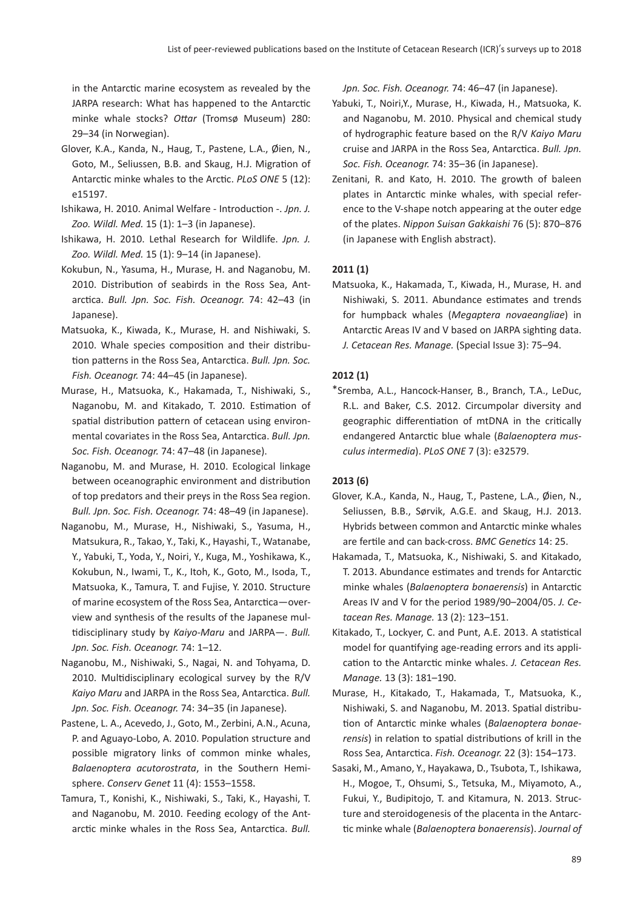in the Antarctic marine ecosystem as revealed by the JARPA research: What has happened to the Antarctic minke whale stocks? *Ottar* (Tromsø Museum) 280: 29–34 (in Norwegian).

Glover, K.A., Kanda, N., Haug, T., Pastene, L.A., Øien, N., Goto, M., Seliussen, B.B. and Skaug, H.J. Migration of Antarctic minke whales to the Arctic. *PLoS ONE* 5 (12): e15197.

Ishikawa, H. 2010. Animal Welfare - Introduction -. *Jpn. J. Zoo. Wildl. Med.* 15 (1): 1–3 (in Japanese).

Ishikawa, H. 2010. Lethal Research for Wildlife. *Jpn. J. Zoo. Wildl. Med.* 15 (1): 9–14 (in Japanese).

Kokubun, N., Yasuma, H., Murase, H. and Naganobu, M. 2010. Distribution of seabirds in the Ross Sea, Antarctica. *Bull. Jpn. Soc. Fish. Oceanogr.* 74: 42–43 (in Japanese).

Matsuoka, K., Kiwada, K., Murase, H. and Nishiwaki, S. 2010. Whale species composition and their distribution patterns in the Ross Sea, Antarctica. *Bull. Jpn. Soc. Fish. Oceanogr.* 74: 44–45 (in Japanese).

Murase, H., Matsuoka, K., Hakamada, T., Nishiwaki, S., Naganobu, M. and Kitakado, T. 2010. Estimation of spatial distribution pattern of cetacean using environmental covariates in the Ross Sea, Antarctica. *Bull. Jpn. Soc. Fish. Oceanogr.* 74: 47–48 (in Japanese).

Naganobu, M. and Murase, H. 2010. Ecological linkage between oceanographic environment and distribution of top predators and their preys in the Ross Sea region. *Bull. Jpn. Soc. Fish. Oceanogr.* 74: 48–49 (in Japanese).

Naganobu, M., Murase, H., Nishiwaki, S., Yasuma, H., Matsukura, R., Takao, Y., Taki, K., Hayashi, T., Watanabe, Y., Yabuki, T., Yoda, Y., Noiri, Y., Kuga, M., Yoshikawa, K., Kokubun, N., Iwami, T., K., Itoh, K., Goto, M., Isoda, T., Matsuoka, K., Tamura, T. and Fujise, Y. 2010. Structure of marine ecosystem of the Ross Sea, Antarctica—overview and synthesis of the results of the Japanese multidisciplinary study by *Kaiyo-Maru* and JARPA—. *Bull. Jpn. Soc. Fish. Oceanogr.* 74: 1–12.

Naganobu, M., Nishiwaki, S., Nagai, N. and Tohyama, D. 2010. Multidisciplinary ecological survey by the R/V *Kaiyo Maru* and JARPA in the Ross Sea, Antarctica. *Bull. Jpn. Soc. Fish. Oceanogr.* 74: 34–35 (in Japanese).

Pastene, L. A., Acevedo, J., Goto, M., Zerbini, A.N., Acuna, P. and Aguayo-Lobo, A. 2010. Population structure and possible migratory links of common minke whales, *Balaenoptera acutorostrata*, in the Southern Hemisphere. *Conserv Genet* 11 (4): 1553–1558.

Tamura, T., Konishi, K., Nishiwaki, S., Taki, K., Hayashi, T. and Naganobu, M. 2010. Feeding ecology of the Antarctic minke whales in the Ross Sea, Antarctica. *Bull. Jpn. Soc. Fish. Oceanogr.* 74: 46–47 (in Japanese).

Yabuki, T., Noiri,Y., Murase, H., Kiwada, H., Matsuoka, K. and Naganobu, M. 2010. Physical and chemical study of hydrographic feature based on the R/V *Kaiyo Maru* cruise and JARPA in the Ross Sea, Antarctica. *Bull. Jpn. Soc. Fish. Oceanogr.* 74: 35–36 (in Japanese).

Zenitani, R. and Kato, H. 2010. The growth of baleen plates in Antarctic minke whales, with special reference to the V-shape notch appearing at the outer edge of the plates. *Nippon Suisan Gakkaishi* 76 (5): 870–876 (in Japanese with English abstract).

### 2011 (1)

Matsuoka, K., Hakamada, T., Kiwada, H., Murase, H. and Nishiwaki, S. 2011. Abundance estimates and trends for humpback whales (*Megaptera novaeangliae*) in Antarctic Areas IV and V based on JARPA sighting data. *J. Cetacean Res. Manage.* (Special Issue 3): 75–94.

### 2012 (1)

*Sremba, A.L., Hancock-Hanser, B., Branch, T.A., LeDuc, R.L. and Baker, C.S. 2012. Circumpolar diversity and geographic differentiation of mtDNA in the critically endangered Antarctic blue whale (*Balaenoptera musculus intermedia*). *PLoS ONE* 7 (3): e32579.

### 2013 (6)

Glover, K.A., Kanda, N., Haug, T., Pastene, L.A., Øien, N., Seliussen, B.B., Sørvik, A.G.E. and Skaug, H.J. 2013. Hybrids between common and Antarctic minke whales are fertile and can back-cross. *BMC Genetics* 14: 25.

Hakamada, T., Matsuoka, K., Nishiwaki, S. and Kitakado, T. 2013. Abundance estimates and trends for Antarctic minke whales (*Balaenoptera bonaerensis*) in Antarctic Areas IV and V for the period 1989/90–2004/05. *J. Cetacean Res. Manage.* 13 (2): 123–151.

Kitakado, T., Lockyer, C. and Punt, A.E. 2013. A statistical model for quantifying age-reading errors and its application to the Antarctic minke whales. *J. Cetacean Res. Manage.* 13 (3): 181–190.

Murase, H., Kitakado, T., Hakamada, T., Matsuoka, K., Nishiwaki, S. and Naganobu, M. 2013. Spatial distribution of Antarctic minke whales (*Balaenoptera bonaerensis*) in relation to spatial distributions of krill in the Ross Sea, Antarctica. *Fish. Oceanogr.* 22 (3): 154–173.

Sasaki, M., Amano, Y., Hayakawa, D., Tsubota, T., Ishikawa, H., Mogoe, T., Ohsumi, S., Tetsuka, M., Miyamoto, A., Fukui, Y., Budipitojo, T. and Kitamura, N. 2013. Structure and steroidogenesis of the placenta in the Antarctic minke whale (*Balaenoptera bonaerensis*). *Journal of*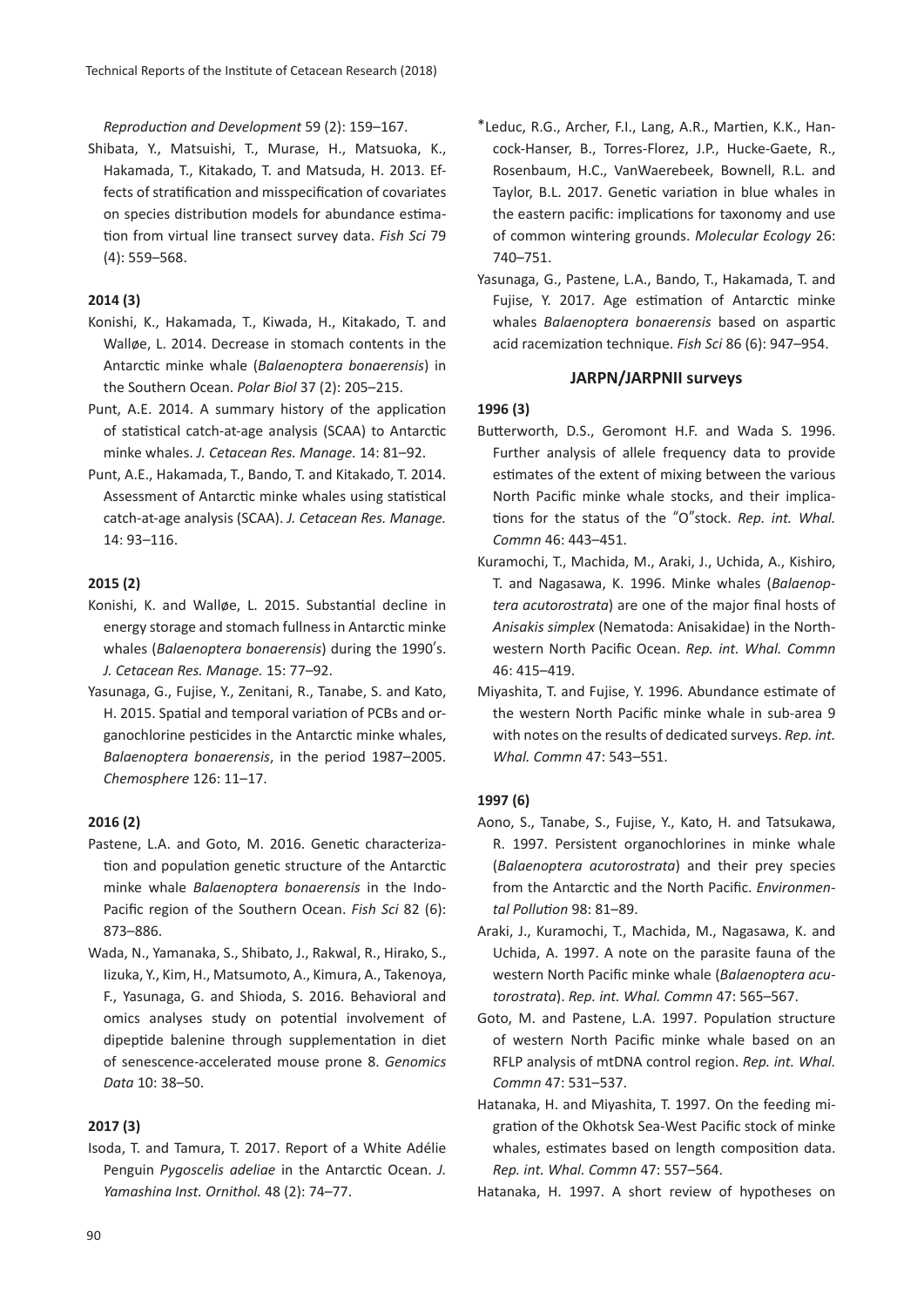*Reproduction and Development* 59 (2): 159–167.

Shibata, Y., Matsuishi, T., Murase, H., Matsuoka, K., Hakamada, T., Kitakado, T. and Matsuda, H. 2013. Effects of stratification and misspecification of covariates on species distribution models for abundance estimation from virtual line transect survey data. *Fish Sci* 79 (4): 559–568.

**2014 (3)**

Konishi, K., Hakamada, T., Kiwada, H., Kitakado, T. and Walløe, L. 2014. Decrease in stomach contents in the Antarctic minke whale (*Balaenoptera bonaerensis*) in the Southern Ocean. *Polar Biol* 37 (2): 205–215.

Punt, A.E. 2014. A summary history of the application of statistical catch-at-age analysis (SCAA) to Antarctic minke whales. *J. Cetacean Res. Manage.* 14: 81–92.

Punt, A.E., Hakamada, T., Bando, T. and Kitakado, T. 2014. Assessment of Antarctic minke whales using statistical catch-at-age analysis (SCAA). *J. Cetacean Res. Manage.* 14: 93–116.

**2015 (2)**

Konishi, K. and Walløe, L. 2015. Substantial decline in energy storage and stomach fullness in Antarctic minke whales (*Balaenoptera bonaerensis*) during the 1990′s. *J. Cetacean Res. Manage.* 15: 77–92.

Yasunaga, G., Fujise, Y., Zenitani, R., Tanabe, S. and Kato, H. 2015. Spatial and temporal variation of PCBs and organochlorine pesticides in the Antarctic minke whales, *Balaenoptera bonaerensis*, in the period 1987–2005. *Chemosphere* 126: 11–17.

**2016 (2)**

Pastene, L.A. and Goto, M. 2016. Genetic characterization and population genetic structure of the Antarctic minke whale *Balaenoptera bonaerensis* in the Indo-Pacific region of the Southern Ocean. *Fish Sci* 82 (6): 873–886.

Wada, N., Yamanaka, S., Shibato, J., Rakwal, R., Hirako, S., Iizuka, Y., Kim, H., Matsumoto, A., Kimura, A., Takenoya, F., Yasunaga, G. and Shioda, S. 2016. Behavioral and omics analyses study on potential involvement of dipeptide balenine through supplementation in diet of senescence-accelerated mouse prone 8. *Genomics Data* 10: 38–50.

**2017 (3)**

Isoda, T. and Tamura, T. 2017. Report of a White Adélie Penguin *Pygoscelis adeliae* in the Antarctic Ocean. *J. Yamashina Inst. Ornithol.* 48 (2): 74–77.

*Leduc, R.G., Archer, F.I., Lang, A.R., Martien, K.K., Hancock-Hanser, B., Torres-Florez, J.P., Hucke-Gaete, R., Rosenbaum, H.C., VanWaerebeek, Bownell, R.L. and Taylor, B.L. 2017. Genetic variation in blue whales in the eastern pacific: implications for taxonomy and use of common wintering grounds. *Molecular Ecology* 26: 740–751.

Yasunaga, G., Pastene, L.A., Bando, T., Hakamada, T. and Fujise, Y. 2017. Age estimation of Antarctic minke whales *Balaenoptera bonaerensis* based on aspartic acid racemization technique. *Fish Sci* 86 (6): 947–954.

## JARPN/JARPNII surveys

**1996 (3)**

Butterworth, D.S., Geromont H.F. and Wada S. 1996. Further analysis of allele frequency data to provide estimates of the extent of mixing between the various North Pacific minke whale stocks, and their implications for the status of the "O"stock. *Rep. int. Whal. Commn* 46: 443–451.

Kuramochi, T., Machida, M., Araki, J., Uchida, A., Kishiro, T. and Nagasawa, K. 1996. Minke whales (*Balaenoptera acutorostrata*) are one of the major final hosts of *Anisakis simplex* (Nematoda: Anisakidae) in the Northwestern North Pacific Ocean. *Rep. int. Whal. Commn* 46: 415–419.

Miyashita, T. and Fujise, Y. 1996. Abundance estimate of the western North Pacific minke whale in sub-area 9 with notes on the results of dedicated surveys. *Rep. int. Whal. Commn* 47: 543–551.

**1997 (6)**

Aono, S., Tanabe, S., Fujise, Y., Kato, H. and Tatsukawa, R. 1997. Persistent organochlorines in minke whale (*Balaenoptera acutorostrata*) and their prey species from the Antarctic and the North Pacific. *Environmental Pollution* 98: 81–89.

Araki, J., Kuramochi, T., Machida, M., Nagasawa, K. and Uchida, A. 1997. A note on the parasite fauna of the western North Pacific minke whale (*Balaenoptera acutorostrata*). *Rep. int. Whal. Commn* 47: 565–567.

Goto, M. and Pastene, L.A. 1997. Population structure of western North Pacific minke whale based on an RFLP analysis of mtDNA control region. *Rep. int. Whal. Commn* 47: 531–537.

Hatanaka, H. and Miyashita, T. 1997. On the feeding migration of the Okhotsk Sea-West Pacific stock of minke whales, estimates based on length composition data. *Rep. int. Whal. Commn* 47: 557–564.

Hatanaka, H. 1997. A short review of hypotheses on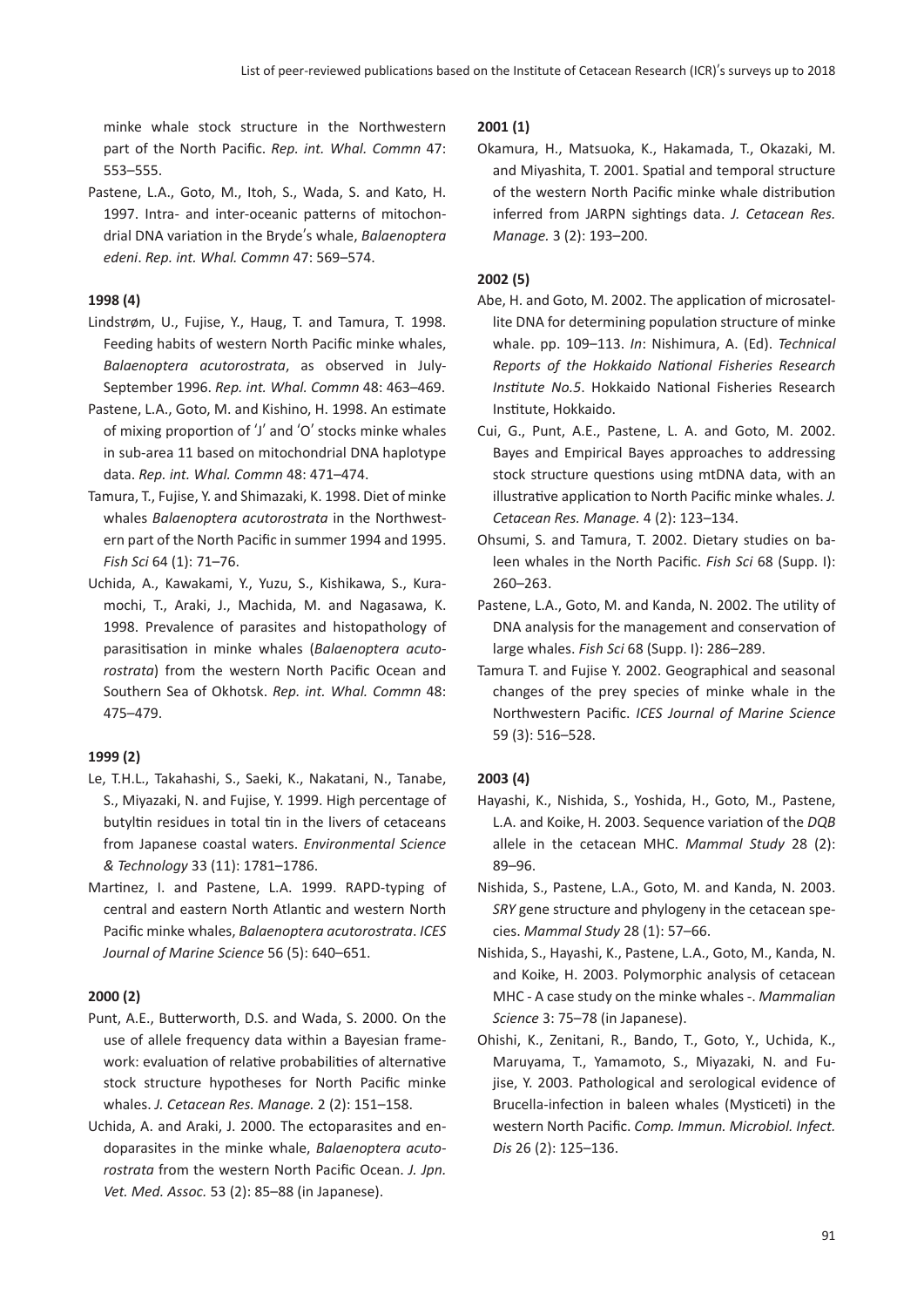minke whale stock structure in the Northwestern part of the North Pacific. *Rep. int. Whal. Commn* 47: 553–555.

Pastene, L.A., Goto, M., Itoh, S., Wada, S. and Kato, H. 1997. Intra- and inter-oceanic patterns of mitochondrial DNA variation in the Bryde′s whale, *Balaenoptera edeni*. *Rep. int. Whal. Commn* 47: 569–574.

**1998 (4)**

Lindstrøm, U., Fujise, Y., Haug, T. and Tamura, T. 1998. Feeding habits of western North Pacific minke whales, *Balaenoptera acutorostrata*, as observed in July-September 1996. *Rep. int. Whal. Commn* 48: 463–469.

Pastene, L.A., Goto, M. and Kishino, H. 1998. An estimate of mixing proportion of ′J′ and ′O′ stocks minke whales in sub-area 11 based on mitochondrial DNA haplotype data. *Rep. int. Whal. Commn* 48: 471–474.

Tamura, T., Fujise, Y. and Shimazaki, K. 1998. Diet of minke whales *Balaenoptera acutorostrata* in the Northwestern part of the North Pacific in summer 1994 and 1995. *Fish Sci* 64 (1): 71–76.

Uchida, A., Kawakami, Y., Yuzu, S., Kishikawa, S., Kuramochi, T., Araki, J., Machida, M. and Nagasawa, K. 1998. Prevalence of parasites and histopathology of parasitisation in minke whales (*Balaenoptera acutorostrata*) from the western North Pacific Ocean and Southern Sea of Okhotsk. *Rep. int. Whal. Commn* 48: 475–479.

**1999 (2)**

Le, T.H.L., Takahashi, S., Saeki, K., Nakatani, N., Tanabe, S., Miyazaki, N. and Fujise, Y. 1999. High percentage of butyltin residues in total tin in the livers of cetaceans from Japanese coastal waters. *Environmental Science & Technology* 33 (11): 1781–1786.

Martinez, I. and Pastene, L.A. 1999. RAPD-typing of central and eastern North Atlantic and western North Pacific minke whales, *Balaenoptera acutorostrata*. *ICES Journal of Marine Science* 56 (5): 640–651.

**2000 (2)**

Punt, A.E., Butterworth, D.S. and Wada, S. 2000. On the use of allele frequency data within a Bayesian framework: evaluation of relative probabilities of alternative stock structure hypotheses for North Pacific minke whales. *J. Cetacean Res. Manage.* 2 (2): 151–158.

Uchida, A. and Araki, J. 2000. The ectoparasites and endoparasites in the minke whale, *Balaenoptera acutorostrata* from the western North Pacific Ocean. *J. Jpn. Vet. Med. Assoc.* 53 (2): 85–88 (in Japanese).

**2001 (1)**

Okamura, H., Matsuoka, K., Hakamada, T., Okazaki, M. and Miyashita, T. 2001. Spatial and temporal structure of the western North Pacific minke whale distribution inferred from JARPN sightings data. *J. Cetacean Res. Manage.* 3 (2): 193–200.

**2002 (5)**

Abe, H. and Goto, M. 2002. The application of microsatellite DNA for determining population structure of minke whale. pp. 109–113. *In*: Nishimura, A. (Ed). *Technical Reports of the Hokkaido National Fisheries Research Institute No.5*. Hokkaido National Fisheries Research Institute, Hokkaido.

Cui, G., Punt, A.E., Pastene, L. A. and Goto, M. 2002. Bayes and Empirical Bayes approaches to addressing stock structure questions using mtDNA data, with an illustrative application to North Pacific minke whales. *J. Cetacean Res. Manage.* 4 (2): 123–134.

Ohsumi, S. and Tamura, T. 2002. Dietary studies on baleen whales in the North Pacific. *Fish Sci* 68 (Supp. I): 260–263.

Pastene, L.A., Goto, M. and Kanda, N. 2002. The utility of DNA analysis for the management and conservation of large whales. *Fish Sci* 68 (Supp. I): 286–289.

Tamura T. and Fujise Y. 2002. Geographical and seasonal changes of the prey species of minke whale in the Northwestern Pacific. *ICES Journal of Marine Science* 59 (3): 516–528.

**2003 (4)**

Hayashi, K., Nishida, S., Yoshida, H., Goto, M., Pastene, L.A. and Koike, H. 2003. Sequence variation of the *DQB* allele in the cetacean MHC. *Mammal Study* 28 (2): 89–96.

Nishida, S., Pastene, L.A., Goto, M. and Kanda, N. 2003. *SRY* gene structure and phylogeny in the cetacean species. *Mammal Study* 28 (1): 57–66.

Nishida, S., Hayashi, K., Pastene, L.A., Goto, M., Kanda, N. and Koike, H. 2003. Polymorphic analysis of cetacean MHC - A case study on the minke whales -. *Mammalian Science* 3: 75–78 (in Japanese).

Ohishi, K., Zenitani, R., Bando, T., Goto, Y., Uchida, K., Maruyama, T., Yamamoto, S., Miyazaki, N. and Fujise, Y. 2003. Pathological and serological evidence of Brucella-infection in baleen whales (Mysticeti) in the western North Pacific. *Comp. Immun. Microbiol. Infect. Dis* 26 (2): 125–136.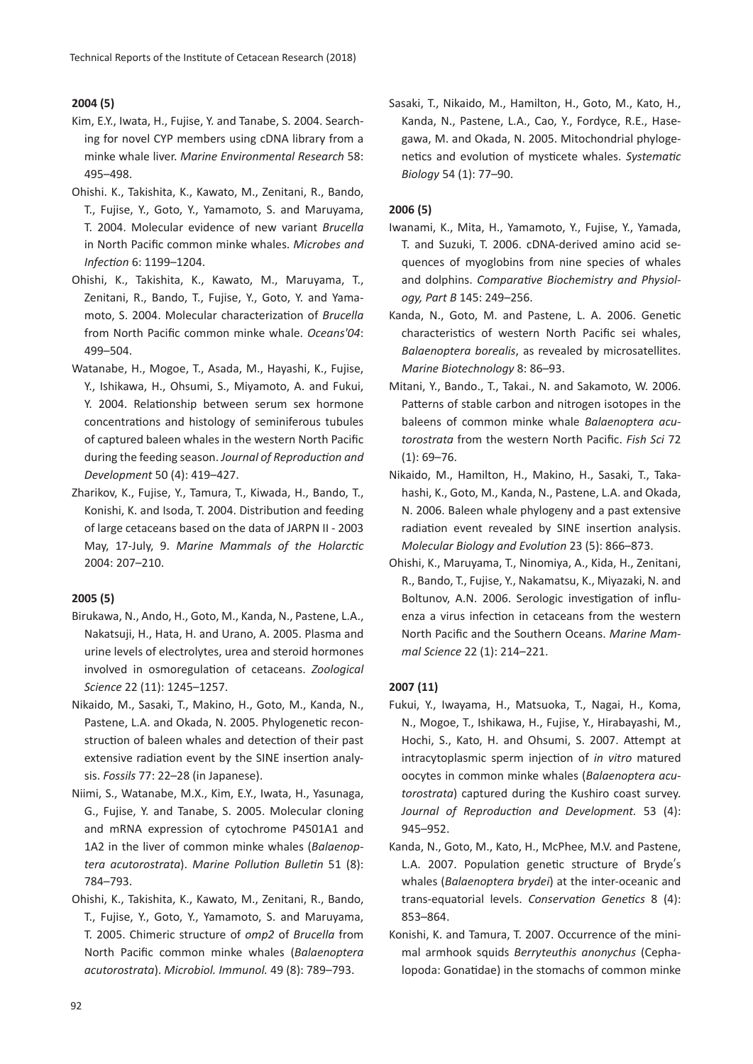**2004 (5)**

Kim, E.Y., Iwata, H., Fujise, Y. and Tanabe, S. 2004. Searching for novel CYP members using cDNA library from a minke whale liver. *Marine Environmental Research* 58: 495–498.

Ohishi. K., Takishita, K., Kawato, M., Zenitani, R., Bando, T., Fujise, Y., Goto, Y., Yamamoto, S. and Maruyama, T. 2004. Molecular evidence of new variant *Brucella* in North Pacific common minke whales. *Microbes and Infection* 6: 1199–1204.

Ohishi, K., Takishita, K., Kawato, M., Maruyama, T., Zenitani, R., Bando, T., Fujise, Y., Goto, Y. and Yamamoto, S. 2004. Molecular characterization of *Brucella* from North Pacific common minke whale. *Oceans'04*: 499–504.

Watanabe, H., Mogoe, T., Asada, M., Hayashi, K., Fujise, Y., Ishikawa, H., Ohsumi, S., Miyamoto, A. and Fukui, Y. 2004. Relationship between serum sex hormone concentrations and histology of seminiferous tubules of captured baleen whales in the western North Pacific during the feeding season. *Journal of Reproduction and Development* 50 (4): 419–427.

Zharikov, K., Fujise, Y., Tamura, T., Kiwada, H., Bando, T., Konishi, K. and Isoda, T. 2004. Distribution and feeding of large cetaceans based on the data of JARPN II - 2003 May, 17-July, 9. *Marine Mammals of the Holarctic* 2004: 207–210.

**2005 (5)**

Birukawa, N., Ando, H., Goto, M., Kanda, N., Pastene, L.A., Nakatsuji, H., Hata, H. and Urano, A. 2005. Plasma and urine levels of electrolytes, urea and steroid hormones involved in osmoregulation of cetaceans. *Zoological Science* 22 (11): 1245–1257.

Nikaido, M., Sasaki, T., Makino, H., Goto, M., Kanda, N., Pastene, L.A. and Okada, N. 2005. Phylogenetic reconstruction of baleen whales and detection of their past extensive radiation event by the SINE insertion analysis. *Fossils* 77: 22–28 (in Japanese).

Niimi, S., Watanabe, M.X., Kim, E.Y., Iwata, H., Yasunaga, G., Fujise, Y. and Tanabe, S. 2005. Molecular cloning and mRNA expression of cytochrome P4501A1 and 1A2 in the liver of common minke whales (*Balaenoptera acutorostrata*). *Marine Pollution Bulletin* 51 (8): 784–793.

Ohishi, K., Takishita, K., Kawato, M., Zenitani, R., Bando, T., Fujise, Y., Goto, Y., Yamamoto, S. and Maruyama, T. 2005. Chimeric structure of *omp2* of *Brucella* from North Pacific common minke whales (*Balaenoptera acutorostrata*). *Microbiol. Immunol.* 49 (8): 789–793.

Sasaki, T., Nikaido, M., Hamilton, H., Goto, M., Kato, H., Kanda, N., Pastene, L.A., Cao, Y., Fordyce, R.E., Hasegawa, M. and Okada, N. 2005. Mitochondrial phylogenetics and evolution of mysticete whales. *Systematic Biology* 54 (1): 77–90.

**2006 (5)**

Iwanami, K., Mita, H., Yamamoto, Y., Fujise, Y., Yamada, T. and Suzuki, T. 2006. cDNA-derived amino acid sequences of myoglobins from nine species of whales and dolphins. *Comparative Biochemistry and Physiology, Part B* 145: 249–256.

Kanda, N., Goto, M. and Pastene, L. A. 2006. Genetic characteristics of western North Pacific sei whales, *Balaenoptera borealis*, as revealed by microsatellites. *Marine Biotechnology* 8: 86–93.

Mitani, Y., Bando., T., Takai., N. and Sakamoto, W. 2006. Patterns of stable carbon and nitrogen isotopes in the baleens of common minke whale *Balaenoptera acutorostrata* from the western North Pacific. *Fish Sci* 72 (1): 69–76.

Nikaido, M., Hamilton, H., Makino, H., Sasaki, T., Takahashi, K., Goto, M., Kanda, N., Pastene, L.A. and Okada, N. 2006. Baleen whale phylogeny and a past extensive radiation event revealed by SINE insertion analysis. *Molecular Biology and Evolution* 23 (5): 866–873.

Ohishi, K., Maruyama, T., Ninomiya, A., Kida, H., Zenitani, R., Bando, T., Fujise, Y., Nakamatsu, K., Miyazaki, N. and Boltunov, A.N. 2006. Serologic investigation of influenza a virus infection in cetaceans from the western North Pacific and the Southern Oceans. *Marine Mammal Science* 22 (1): 214–221.

**2007 (11)**

Fukui, Y., Iwayama, H., Matsuoka, T., Nagai, H., Koma, N., Mogoe, T., Ishikawa, H., Fujise, Y., Hirabayashi, M., Hochi, S., Kato, H. and Ohsumi, S. 2007. Attempt at intracytoplasmic sperm injection of *in vitro* matured oocytes in common minke whales (*Balaenoptera acutorostrata*) captured during the Kushiro coast survey. *Journal of Reproduction and Development.* 53 (4): 945–952.

Kanda, N., Goto, M., Kato, H., McPhee, M.V. and Pastene, L.A. 2007. Population genetic structure of Bryde′s whales (*Balaenoptera brydei*) at the inter-oceanic and trans-equatorial levels. *Conservation Genetics* 8 (4): 853–864.

Konishi, K. and Tamura, T. 2007. Occurrence of the minimal armhook squids *Berryteuthis anonychus* (Cephalopoda: Gonatidae) in the stomachs of common minke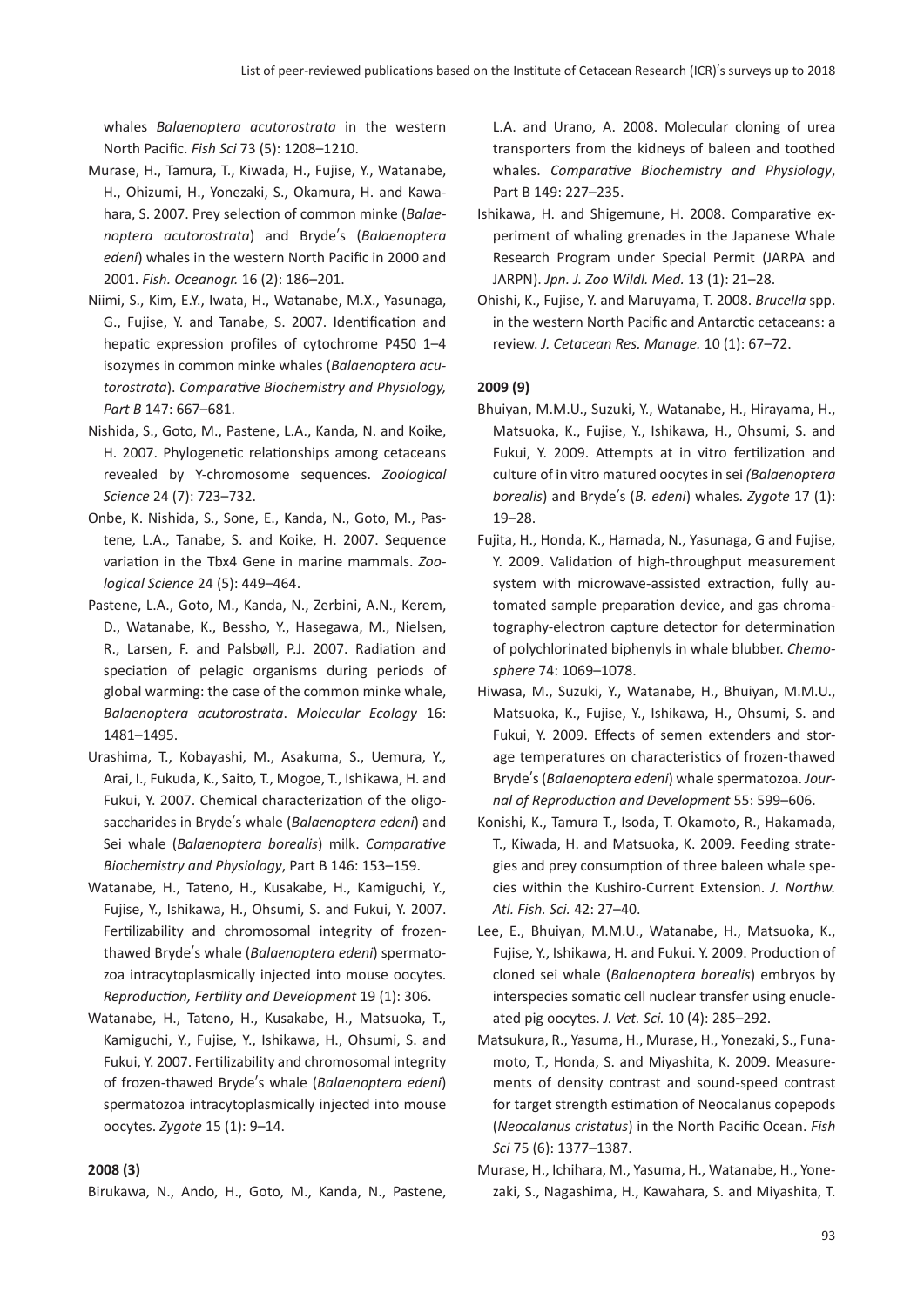whales *Balaenoptera acutorostrata* in the western North Pacific. *Fish Sci* 73 (5): 1208–1210.

Murase, H., Tamura, T., Kiwada, H., Fujise, Y., Watanabe, H., Ohizumi, H., Yonezaki, S., Okamura, H. and Kawahara, S. 2007. Prey selection of common minke (*Balaenoptera acutorostrata*) and Bryde′s (*Balaenoptera edeni*) whales in the western North Pacific in 2000 and 2001. *Fish. Oceanogr.* 16 (2): 186–201.

Niimi, S., Kim, E.Y., Iwata, H., Watanabe, M.X., Yasunaga, G., Fujise, Y. and Tanabe, S. 2007. Identification and hepatic expression profiles of cytochrome P450 1–4 isozymes in common minke whales (*Balaenoptera acutorostrata*). *Comparative Biochemistry and Physiology, Part B* 147: 667–681.

Nishida, S., Goto, M., Pastene, L.A., Kanda, N. and Koike, H. 2007. Phylogenetic relationships among cetaceans revealed by Y-chromosome sequences. *Zoological Science* 24 (7): 723–732.

Onbe, K. Nishida, S., Sone, E., Kanda, N., Goto, M., Pastene, L.A., Tanabe, S. and Koike, H. 2007. Sequence variation in the Tbx4 Gene in marine mammals. *Zoological Science* 24 (5): 449–464.

Pastene, L.A., Goto, M., Kanda, N., Zerbini, A.N., Kerem, D., Watanabe, K., Bessho, Y., Hasegawa, M., Nielsen, R., Larsen, F. and Palsbøll, P.J. 2007. Radiation and speciation of pelagic organisms during periods of global warming: the case of the common minke whale, *Balaenoptera acutorostrata*. *Molecular Ecology* 16: 1481–1495.

Urashima, T., Kobayashi, M., Asakuma, S., Uemura, Y., Arai, I., Fukuda, K., Saito, T., Mogoe, T., Ishikawa, H. and Fukui, Y. 2007. Chemical characterization of the oligosaccharides in Bryde′s whale (*Balaenoptera edeni*) and Sei whale (*Balaenoptera borealis*) milk. *Comparative Biochemistry and Physiology*, Part B 146: 153–159.

Watanabe, H., Tateno, H., Kusakabe, H., Kamiguchi, Y., Fujise, Y., Ishikawa, H., Ohsumi, S. and Fukui, Y. 2007. Fertilizability and chromosomal integrity of frozen-thawed Bryde′s whale (*Balaenoptera edeni*) spermatozoa intracytoplasmically injected into mouse oocytes. *Reproduction, Fertility and Development* 19 (1): 306.

Watanabe, H., Tateno, H., Kusakabe, H., Matsuoka, T., Kamiguchi, Y., Fujise, Y., Ishikawa, H., Ohsumi, S. and Fukui, Y. 2007. Fertilizability and chromosomal integrity of frozen-thawed Bryde′s whale (*Balaenoptera edeni*) spermatozoa intracytoplasmically injected into mouse oocytes. *Zygote* 15 (1): 9–14.

#### 2008 (3)

Birukawa, N., Ando, H., Goto, M., Kanda, N., Pastene, L.A. and Urano, A. 2008. Molecular cloning of urea transporters from the kidneys of baleen and toothed whales. *Comparative Biochemistry and Physiology*, Part B 149: 227–235.

Ishikawa, H. and Shigemune, H. 2008. Comparative experiment of whaling grenades in the Japanese Whale Research Program under Special Permit (JARPA and JARPN). *Jpn. J. Zoo Wildl. Med.* 13 (1): 21–28.

Ohishi, K., Fujise, Y. and Maruyama, T. 2008. *Brucella* spp. in the western North Pacific and Antarctic cetaceans: a review. *J. Cetacean Res. Manage.* 10 (1): 67–72.

#### 2009 (9)

Bhuiyan, M.M.U., Suzuki, Y., Watanabe, H., Hirayama, H., Matsuoka, K., Fujise, Y., Ishikawa, H., Ohsumi, S. and Fukui, Y. 2009. Attempts at in vitro fertilization and culture of in vitro matured oocytes in sei *(Balaenoptera borealis*) and Bryde′s (*B. edeni*) whales. *Zygote* 17 (1): 19–28.

Fujita, H., Honda, K., Hamada, N., Yasunaga, G and Fujise, Y. 2009. Validation of high-throughput measurement system with microwave-assisted extraction, fully automated sample preparation device, and gas chromatography-electron capture detector for determination of polychlorinated biphenyls in whale blubber. *Chemosphere* 74: 1069–1078.

Hiwasa, M., Suzuki, Y., Watanabe, H., Bhuiyan, M.M.U., Matsuoka, K., Fujise, Y., Ishikawa, H., Ohsumi, S. and Fukui, Y. 2009. Effects of semen extenders and storage temperatures on characteristics of frozen-thawed Bryde′s (*Balaenoptera edeni*) whale spermatozoa. *Journal of Reproduction and Development* 55: 599–606.

Konishi, K., Tamura T., Isoda, T. Okamoto, R., Hakamada, T., Kiwada, H. and Matsuoka, K. 2009. Feeding strategies and prey consumption of three baleen whale species within the Kushiro-Current Extension. *J. Northw. Atl. Fish. Sci.* 42: 27–40.

Lee, E., Bhuiyan, M.M.U., Watanabe, H., Matsuoka, K., Fujise, Y., Ishikawa, H. and Fukui. Y. 2009. Production of cloned sei whale (*Balaenoptera borealis*) embryos by interspecies somatic cell nuclear transfer using enucleated pig oocytes. *J. Vet. Sci.* 10 (4): 285–292.

Matsukura, R., Yasuma, H., Murase, H., Yonezaki, S., Funamoto, T., Honda, S. and Miyashita, K. 2009. Measurements of density contrast and sound-speed contrast for target strength estimation of Neocalanus copepods (*Neocalanus cristatus*) in the North Pacific Ocean. *Fish Sci* 75 (6): 1377–1387.

Murase, H., Ichihara, M., Yasuma, H., Watanabe, H., Yonezaki, S., Nagashima, H., Kawahara, S. and Miyashita, T.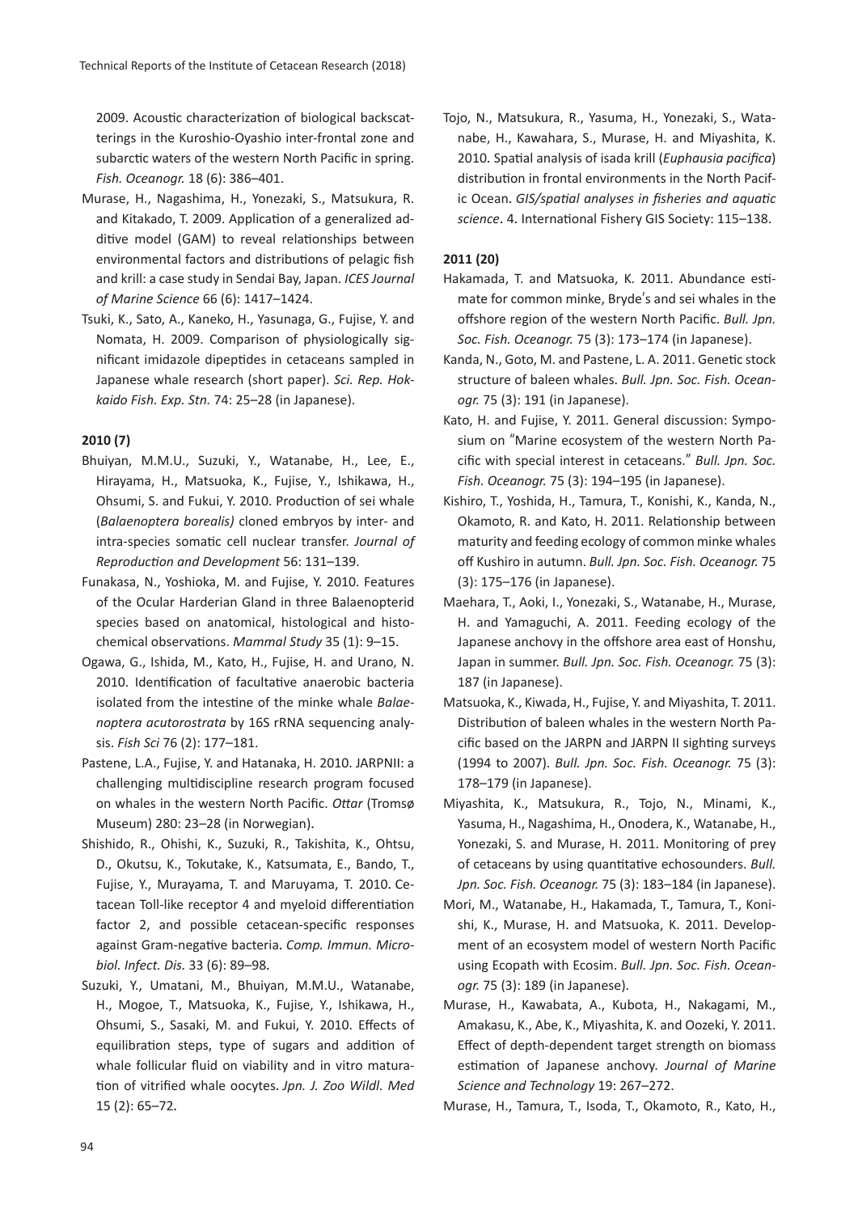2009. Acoustic characterization of biological backscatterings in the Kuroshio-Oyashio inter-frontal zone and subarctic waters of the western North Pacific in spring. *Fish. Oceanogr.* 18 (6): 386–401.

Murase, H., Nagashima, H., Yonezaki, S., Matsukura, R. and Kitakado, T. 2009. Application of a generalized additive model (GAM) to reveal relationships between environmental factors and distributions of pelagic fish and krill: a case study in Sendai Bay, Japan. *ICES Journal of Marine Science* 66 (6): 1417–1424.

Tsuki, K., Sato, A., Kaneko, H., Yasunaga, G., Fujise, Y. and Nomata, H. 2009. Comparison of physiologically significant imidazole dipeptides in cetaceans sampled in Japanese whale research (short paper). *Sci. Rep. Hokkaido Fish. Exp. Stn.* 74: 25–28 (in Japanese).

**2010 (7)**

Bhuiyan, M.M.U., Suzuki, Y., Watanabe, H., Lee, E., Hirayama, H., Matsuoka, K., Fujise, Y., Ishikawa, H., Ohsumi, S. and Fukui, Y. 2010. Production of sei whale (*Balaenoptera borealis)* cloned embryos by inter- and intra-species somatic cell nuclear transfer. *Journal of Reproduction and Development* 56: 131–139.

Funakasa, N., Yoshioka, M. and Fujise, Y. 2010. Features of the Ocular Harderian Gland in three Balaenopterid species based on anatomical, histological and histochemical observations. *Mammal Study* 35 (1): 9–15.

Ogawa, G., Ishida, M., Kato, H., Fujise, H. and Urano, N. 2010. Identification of facultative anaerobic bacteria isolated from the intestine of the minke whale *Balaenoptera acutorostrata* by 16S rRNA sequencing analysis. *Fish Sci* 76 (2): 177–181.

Pastene, L.A., Fujise, Y. and Hatanaka, H. 2010. JARPNII: a challenging multidiscipline research program focused on whales in the western North Pacific. *Ottar* (Tromsø Museum) 280: 23–28 (in Norwegian).

Shishido, R., Ohishi, K., Suzuki, R., Takishita, K., Ohtsu, D., Okutsu, K., Tokutake, K., Katsumata, E., Bando, T., Fujise, Y., Murayama, T. and Maruyama, T. 2010. Cetacean Toll-like receptor 4 and myeloid differentiation factor 2, and possible cetacean-specific responses against Gram-negative bacteria. *Comp. Immun. Microbiol. Infect. Dis.* 33 (6): 89–98.

Suzuki, Y., Umatani, M., Bhuiyan, M.M.U., Watanabe, H., Mogoe, T., Matsuoka, K., Fujise, Y., Ishikawa, H., Ohsumi, S., Sasaki, M. and Fukui, Y. 2010. Effects of equilibration steps, type of sugars and addition of whale follicular fluid on viability and in vitro maturation of vitrified whale oocytes. *Jpn. J. Zoo Wildl. Med* 15 (2): 65–72.

Tojo, N., Matsukura, R., Yasuma, H., Yonezaki, S., Watanabe, H., Kawahara, S., Murase, H. and Miyashita, K. 2010. Spatial analysis of isada krill (*Euphausia pacifica*) distribution in frontal environments in the North Pacific Ocean. *GIS/spatial analyses in fisheries and aquatic science*. 4. International Fishery GIS Society: 115–138.

**2011 (20)**

Hakamada, T. and Matsuoka, K. 2011. Abundance estimate for common minke, Bryde′s and sei whales in the offshore region of the western North Pacific. *Bull. Jpn. Soc. Fish. Oceanogr.* 75 (3): 173–174 (in Japanese).

Kanda, N., Goto, M. and Pastene, L. A. 2011. Genetic stock structure of baleen whales. *Bull. Jpn. Soc. Fish. Oceanogr.* 75 (3): 191 (in Japanese).

Kato, H. and Fujise, Y. 2011. General discussion: Symposium on "Marine ecosystem of the western North Pacific with special interest in cetaceans." *Bull. Jpn. Soc. Fish. Oceanogr.* 75 (3): 194–195 (in Japanese).

Kishiro, T., Yoshida, H., Tamura, T., Konishi, K., Kanda, N., Okamoto, R. and Kato, H. 2011. Relationship between maturity and feeding ecology of common minke whales off Kushiro in autumn. *Bull. Jpn. Soc. Fish. Oceanogr.* 75 (3): 175–176 (in Japanese).

Maehara, T., Aoki, I., Yonezaki, S., Watanabe, H., Murase, H. and Yamaguchi, A. 2011. Feeding ecology of the Japanese anchovy in the offshore area east of Honshu, Japan in summer. *Bull. Jpn. Soc. Fish. Oceanogr.* 75 (3): 187 (in Japanese).

Matsuoka, K., Kiwada, H., Fujise, Y. and Miyashita, T. 2011. Distribution of baleen whales in the western North Pacific based on the JARPN and JARPN II sighting surveys (1994 to 2007). *Bull. Jpn. Soc. Fish. Oceanogr.* 75 (3): 178–179 (in Japanese).

Miyashita, K., Matsukura, R., Tojo, N., Minami, K., Yasuma, H., Nagashima, H., Onodera, K., Watanabe, H., Yonezaki, S. and Murase, H. 2011. Monitoring of prey of cetaceans by using quantitative echosounders. *Bull. Jpn. Soc. Fish. Oceanogr.* 75 (3): 183–184 (in Japanese).

Mori, M., Watanabe, H., Hakamada, T., Tamura, T., Konishi, K., Murase, H. and Matsuoka, K. 2011. Development of an ecosystem model of western North Pacific using Ecopath with Ecosim. *Bull. Jpn. Soc. Fish. Oceanogr.* 75 (3): 189 (in Japanese).

Murase, H., Kawabata, A., Kubota, H., Nakagami, M., Amakasu, K., Abe, K., Miyashita, K. and Oozeki, Y. 2011. Effect of depth-dependent target strength on biomass estimation of Japanese anchovy. *Journal of Marine Science and Technology* 19: 267–272.

Murase, H., Tamura, T., Isoda, T., Okamoto, R., Kato, H.,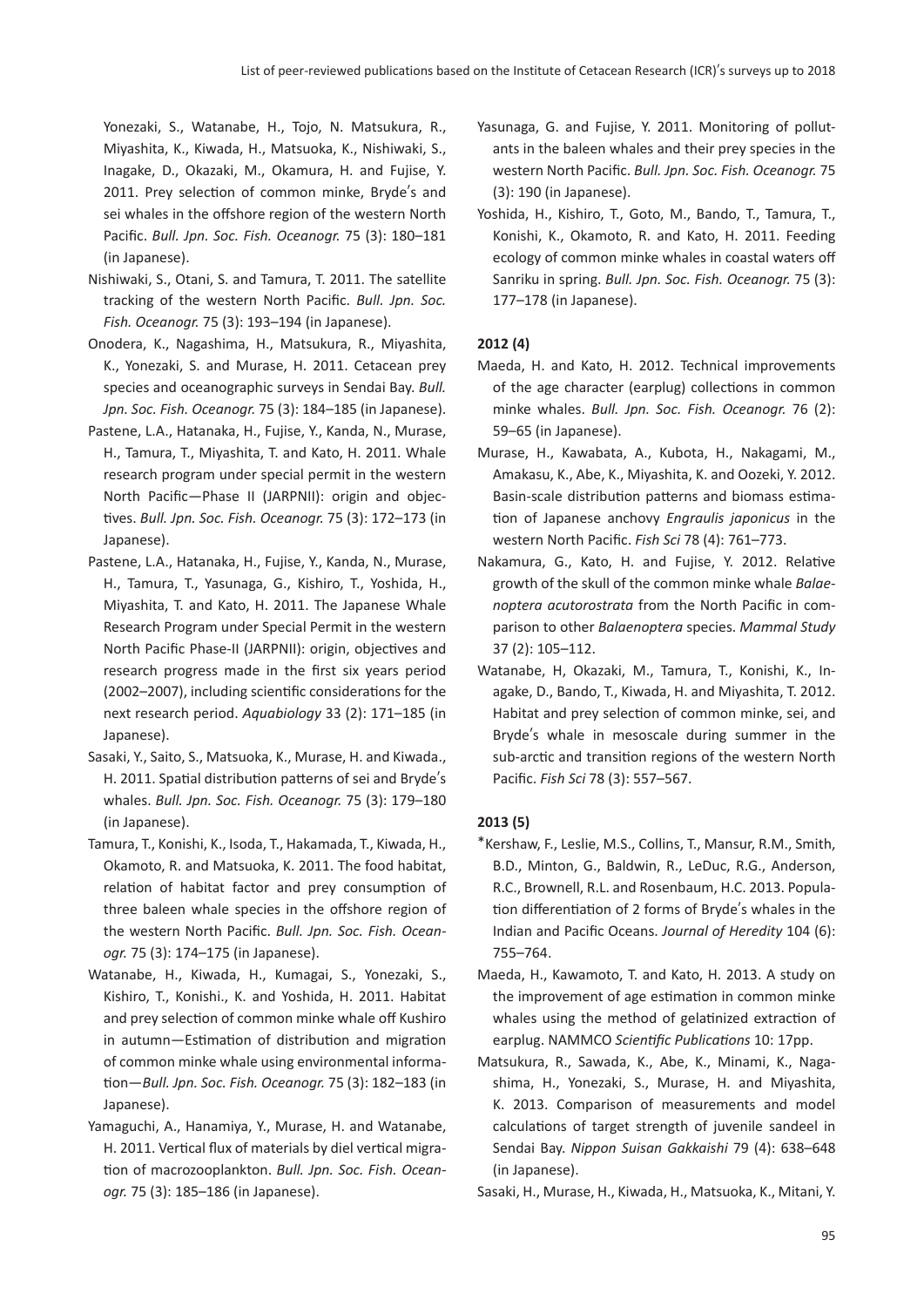Yonezaki, S., Watanabe, H., Tojo, N. Matsukura, R., Miyashita, K., Kiwada, H., Matsuoka, K., Nishiwaki, S., Inagake, D., Okazaki, M., Okamura, H. and Fujise, Y. 2011. Prey selection of common minke, Bryde's and sei whales in the offshore region of the western North Pacific. *Bull. Jpn. Soc. Fish. Oceanogr.* 75 (3): 180–181 (in Japanese).

Nishiwaki, S., Otani, S. and Tamura, T. 2011. The satellite tracking of the western North Pacific. *Bull. Jpn. Soc. Fish. Oceanogr.* 75 (3): 193–194 (in Japanese).

Onodera, K., Nagashima, H., Matsukura, R., Miyashita, K., Yonezaki, S. and Murase, H. 2011. Cetacean prey species and oceanographic surveys in Sendai Bay. *Bull. Jpn. Soc. Fish. Oceanogr.* 75 (3): 184–185 (in Japanese).

Pastene, L.A., Hatanaka, H., Fujise, Y., Kanda, N., Murase, H., Tamura, T., Miyashita, T. and Kato, H. 2011. Whale research program under special permit in the western North Pacific—Phase II (JARPNII): origin and objectives. *Bull. Jpn. Soc. Fish. Oceanogr.* 75 (3): 172–173 (in Japanese).

Pastene, L.A., Hatanaka, H., Fujise, Y., Kanda, N., Murase, H., Tamura, T., Yasunaga, G., Kishiro, T., Yoshida, H., Miyashita, T. and Kato, H. 2011. The Japanese Whale Research Program under Special Permit in the western North Pacific Phase-II (JARPNII): origin, objectives and research progress made in the first six years period (2002–2007), including scientific considerations for the next research period. *Aquabiology* 33 (2): 171–185 (in Japanese).

Sasaki, Y., Saito, S., Matsuoka, K., Murase, H. and Kiwada., H. 2011. Spatial distribution patterns of sei and Bryde's whales. *Bull. Jpn. Soc. Fish. Oceanogr.* 75 (3): 179–180 (in Japanese).

Tamura, T., Konishi, K., Isoda, T., Hakamada, T., Kiwada, H., Okamoto, R. and Matsuoka, K. 2011. The food habitat, relation of habitat factor and prey consumption of three baleen whale species in the offshore region of the western North Pacific. *Bull. Jpn. Soc. Fish. Oceanogr.* 75 (3): 174–175 (in Japanese).

Watanabe, H., Kiwada, H., Kumagai, S., Yonezaki, S., Kishiro, T., Konishi., K. and Yoshida, H. 2011. Habitat and prey selection of common minke whale off Kushiro in autumn—Estimation of distribution and migration of common minke whale using environmental information—*Bull. Jpn. Soc. Fish. Oceanogr.* 75 (3): 182–183 (in Japanese).

Yamaguchi, A., Hanamiya, Y., Murase, H. and Watanabe, H. 2011. Vertical flux of materials by diel vertical migration of macrozooplankton. *Bull. Jpn. Soc. Fish. Oceanogr.* 75 (3): 185–186 (in Japanese).

Yasunaga, G. and Fujise, Y. 2011. Monitoring of pollutants in the baleen whales and their prey species in the western North Pacific. *Bull. Jpn. Soc. Fish. Oceanogr.* 75 (3): 190 (in Japanese).

Yoshida, H., Kishiro, T., Goto, M., Bando, T., Tamura, T., Konishi, K., Okamoto, R. and Kato, H. 2011. Feeding ecology of common minke whales in coastal waters off Sanriku in spring. *Bull. Jpn. Soc. Fish. Oceanogr.* 75 (3): 177–178 (in Japanese).

**2012 (4)**

Maeda, H. and Kato, H. 2012. Technical improvements of the age character (earplug) collections in common minke whales. *Bull. Jpn. Soc. Fish. Oceanogr.* 76 (2): 59–65 (in Japanese).

Murase, H., Kawabata, A., Kubota, H., Nakagami, M., Amakasu, K., Abe, K., Miyashita, K. and Oozeki, Y. 2012. Basin-scale distribution patterns and biomass estimation of Japanese anchovy *Engraulis japonicus* in the western North Pacific. *Fish Sci* 78 (4): 761–773.

Nakamura, G., Kato, H. and Fujise, Y. 2012. Relative growth of the skull of the common minke whale *Balaenoptera acutorostrata* from the North Pacific in comparison to other *Balaenoptera* species. *Mammal Study* 37 (2): 105–112.

Watanabe, H, Okazaki, M., Tamura, T., Konishi, K., Inagake, D., Bando, T., Kiwada, H. and Miyashita, T. 2012. Habitat and prey selection of common minke, sei, and Bryde's whale in mesoscale during summer in the sub-arctic and transition regions of the western North Pacific. *Fish Sci* 78 (3): 557–567.

**2013 (5)**

*Kershaw, F., Leslie, M.S., Collins, T., Mansur, R.M., Smith, B.D., Minton, G., Baldwin, R., LeDuc, R.G., Anderson, R.C., Brownell, R.L. and Rosenbaum, H.C. 2013. Population differentiation of 2 forms of Bryde's whales in the Indian and Pacific Oceans. *Journal of Heredity* 104 (6): 755–764.

Maeda, H., Kawamoto, T. and Kato, H. 2013. A study on the improvement of age estimation in common minke whales using the method of gelatinized extraction of earplug. NAMMCO *Scientific Publications* 10: 17pp.

Matsukura, R., Sawada, K., Abe, K., Minami, K., Nagashima, H., Yonezaki, S., Murase, H. and Miyashita, K. 2013. Comparison of measurements and model calculations of target strength of juvenile sandeel in Sendai Bay. *Nippon Suisan Gakkaishi* 79 (4): 638–648 (in Japanese).

Sasaki, H., Murase, H., Kiwada, H., Matsuoka, K., Mitani, Y.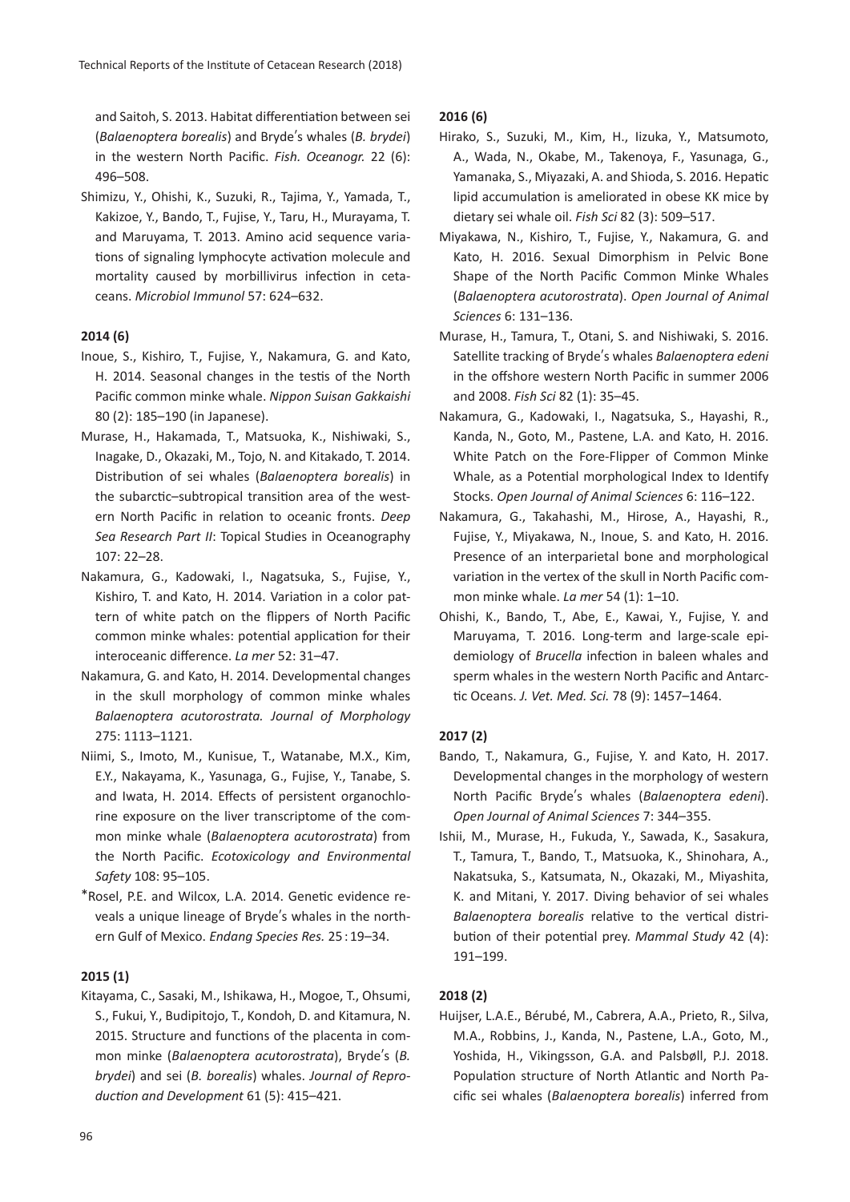and Saitoh, S. 2013. Habitat differentiation between sei (*Balaenoptera borealis*) and Brydeʹs whales (*B. brydei*) in the western North Pacific. *Fish. Oceanogr.* 22 (6): 496–508.

Shimizu, Y., Ohishi, K., Suzuki, R., Tajima, Y., Yamada, T., Kakizoe, Y., Bando, T., Fujise, Y., Taru, H., Murayama, T. and Maruyama, T. 2013. Amino acid sequence variations of signaling lymphocyte activation molecule and mortality caused by morbillivirus infection in cetaceans. *Microbiol Immunol* 57: 624–632.

**2014 (6)**

Inoue, S., Kishiro, T., Fujise, Y., Nakamura, G. and Kato, H. 2014. Seasonal changes in the testis of the North Pacific common minke whale. *Nippon Suisan Gakkaishi* 80 (2): 185–190 (in Japanese).

Murase, H., Hakamada, T., Matsuoka, K., Nishiwaki, S., Inagake, D., Okazaki, M., Tojo, N. and Kitakado, T. 2014. Distribution of sei whales (*Balaenoptera borealis*) in the subarctic–subtropical transition area of the western North Pacific in relation to oceanic fronts. *Deep Sea Research Part II*: Topical Studies in Oceanography 107: 22–28.

Nakamura, G., Kadowaki, I., Nagatsuka, S., Fujise, Y., Kishiro, T. and Kato, H. 2014. Variation in a color pattern of white patch on the flippers of North Pacific common minke whales: potential application for their interoceanic difference. *La mer* 52: 31–47.

Nakamura, G. and Kato, H. 2014. Developmental changes in the skull morphology of common minke whales *Balaenoptera acutorostrata. Journal of Morphology* 275: 1113–1121.

Niimi, S., Imoto, M., Kunisue, T., Watanabe, M.X., Kim, E.Y., Nakayama, K., Yasunaga, G., Fujise, Y., Tanabe, S. and Iwata, H. 2014. Effects of persistent organochlorine exposure on the liver transcriptome of the common minke whale (*Balaenoptera acutorostrata*) from the North Pacific. *Ecotoxicology and Environmental Safety* 108: 95–105.

*Rosel, P.E. and Wilcox, L.A. 2014. Genetic evidence reveals a unique lineage of Brydeʹs whales in the northern Gulf of Mexico. *Endang Species Res.* 25 : 19–34.

**2015 (1)**

Kitayama, C., Sasaki, M., Ishikawa, H., Mogoe, T., Ohsumi, S., Fukui, Y., Budipitojo, T., Kondoh, D. and Kitamura, N. 2015. Structure and functions of the placenta in common minke (*Balaenoptera acutorostrata*), Brydeʹs (*B. brydei*) and sei (*B. borealis*) whales. *Journal of Reproduction and Development* 61 (5): 415–421.

**2016 (6)**

Hirako, S., Suzuki, M., Kim, H., Iizuka, Y., Matsumoto, A., Wada, N., Okabe, M., Takenoya, F., Yasunaga, G., Yamanaka, S., Miyazaki, A. and Shioda, S. 2016. Hepatic lipid accumulation is ameliorated in obese KK mice by dietary sei whale oil. *Fish Sci* 82 (3): 509–517.

Miyakawa, N., Kishiro, T., Fujise, Y., Nakamura, G. and Kato, H. 2016. Sexual Dimorphism in Pelvic Bone Shape of the North Pacific Common Minke Whales (*Balaenoptera acutorostrata*). *Open Journal of Animal Sciences* 6: 131–136.

Murase, H., Tamura, T., Otani, S. and Nishiwaki, S. 2016. Satellite tracking of Brydeʹs whales *Balaenoptera edeni* in the offshore western North Pacific in summer 2006 and 2008. *Fish Sci* 82 (1): 35–45.

Nakamura, G., Kadowaki, I., Nagatsuka, S., Hayashi, R., Kanda, N., Goto, M., Pastene, L.A. and Kato, H. 2016. White Patch on the Fore-Flipper of Common Minke Whale, as a Potential morphological Index to Identify Stocks. *Open Journal of Animal Sciences* 6: 116–122.

Nakamura, G., Takahashi, M., Hirose, A., Hayashi, R., Fujise, Y., Miyakawa, N., Inoue, S. and Kato, H. 2016. Presence of an interparietal bone and morphological variation in the vertex of the skull in North Pacific common minke whale. *La mer* 54 (1): 1–10.

Ohishi, K., Bando, T., Abe, E., Kawai, Y., Fujise, Y. and Maruyama, T. 2016. Long-term and large-scale epidemiology of *Brucella* infection in baleen whales and sperm whales in the western North Pacific and Antarctic Oceans. *J. Vet. Med. Sci.* 78 (9): 1457–1464.

**2017 (2)**

Bando, T., Nakamura, G., Fujise, Y. and Kato, H. 2017. Developmental changes in the morphology of western North Pacific Brydeʹs whales (*Balaenoptera edeni*). *Open Journal of Animal Sciences* 7: 344–355.

Ishii, M., Murase, H., Fukuda, Y., Sawada, K., Sasakura, T., Tamura, T., Bando, T., Matsuoka, K., Shinohara, A., Nakatsuka, S., Katsumata, N., Okazaki, M., Miyashita, K. and Mitani, Y. 2017. Diving behavior of sei whales *Balaenoptera borealis* relative to the vertical distribution of their potential prey. *Mammal Study* 42 (4): 191–199.

**2018 (2)**

Huijser, L.A.E., Bérubé, M., Cabrera, A.A., Prieto, R., Silva, M.A., Robbins, J., Kanda, N., Pastene, L.A., Goto, M., Yoshida, H., Vikingsson, G.A. and Palsbøll, P.J. 2018. Population structure of North Atlantic and North Pacific sei whales (*Balaenoptera borealis*) inferred from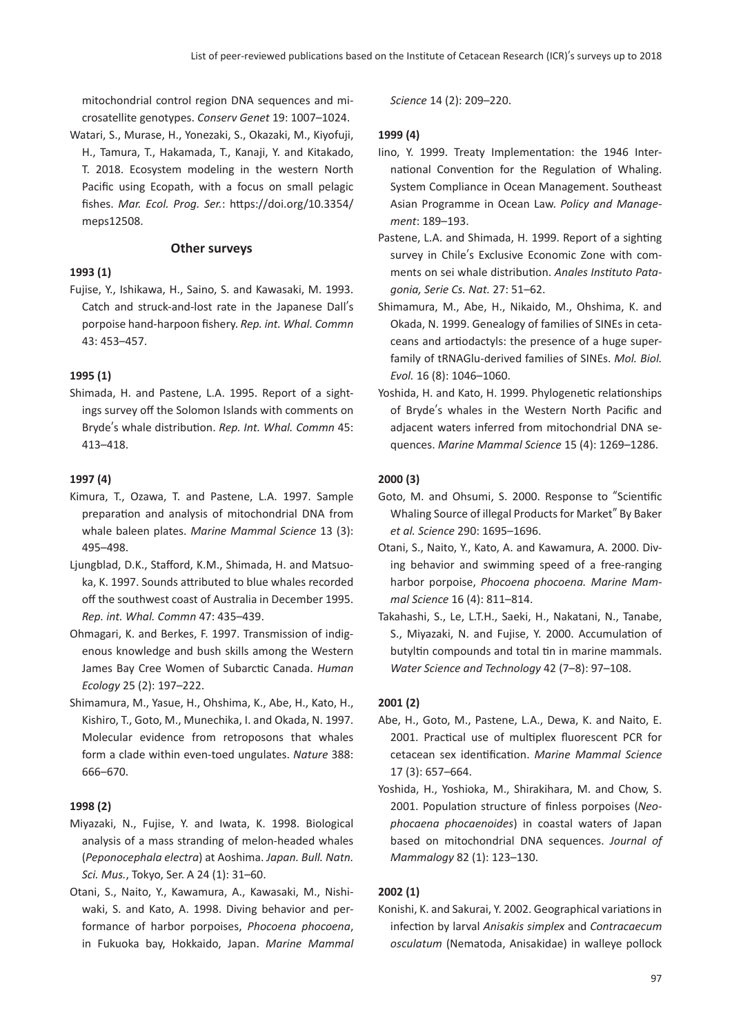mitochondrial control region DNA sequences and microsatellite genotypes. *Conserv Genet* 19: 1007–1024.

Watari, S., Murase, H., Yonezaki, S., Okazaki, M., Kiyofuji, H., Tamura, T., Hakamada, T., Kanaji, Y. and Kitakado, T. 2018. Ecosystem modeling in the western North Pacific using Ecopath, with a focus on small pelagic fishes. *Mar. Ecol. Prog. Ser.*: https://doi.org/10.3354/meps12508.

## Other surveys

### 1993 (1)

Fujise, Y., Ishikawa, H., Saino, S. and Kawasaki, M. 1993. Catch and struck-and-lost rate in the Japanese Dall′s porpoise hand-harpoon fishery. *Rep. int. Whal. Commn* 43: 453–457.

### 1995 (1)

Shimada, H. and Pastene, L.A. 1995. Report of a sightings survey off the Solomon Islands with comments on Bryde′s whale distribution. *Rep. Int. Whal. Commn* 45: 413–418.

### 1997 (4)

Kimura, T., Ozawa, T. and Pastene, L.A. 1997. Sample preparation and analysis of mitochondrial DNA from whale baleen plates. *Marine Mammal Science* 13 (3): 495–498.

Ljungblad, D.K., Stafford, K.M., Shimada, H. and Matsuoka, K. 1997. Sounds attributed to blue whales recorded off the southwest coast of Australia in December 1995. *Rep. int. Whal. Commn* 47: 435–439.

Ohmagari, K. and Berkes, F. 1997. Transmission of indigenous knowledge and bush skills among the Western James Bay Cree Women of Subarctic Canada. *Human Ecology* 25 (2): 197–222.

Shimamura, M., Yasue, H., Ohshima, K., Abe, H., Kato, H., Kishiro, T., Goto, M., Munechika, I. and Okada, N. 1997. Molecular evidence from retroposons that whales form a clade within even-toed ungulates. *Nature* 388: 666–670.

### 1998 (2)

Miyazaki, N., Fujise, Y. and Iwata, K. 1998. Biological analysis of a mass stranding of melon-headed whales (*Peponocephala electra*) at Aoshima. *Japan. Bull. Natn. Sci. Mus.*, Tokyo, Ser. A 24 (1): 31–60.

Otani, S., Naito, Y., Kawamura, A., Kawasaki, M., Nishiwaki, S. and Kato, A. 1998. Diving behavior and performance of harbor porpoises, *Phocoena phocoena*, in Fukuoka bay, Hokkaido, Japan. *Marine Mammal Science* 14 (2): 209–220.

### 1999 (4)

Iino, Y. 1999. Treaty Implementation: the 1946 International Convention for the Regulation of Whaling. System Compliance in Ocean Management. Southeast Asian Programme in Ocean Law. *Policy and Management*: 189–193.

Pastene, L.A. and Shimada, H. 1999. Report of a sighting survey in Chile′s Exclusive Economic Zone with comments on sei whale distribution. *Anales Instituto Patagonia, Serie Cs. Nat.* 27: 51–62.

Shimamura, M., Abe, H., Nikaido, M., Ohshima, K. and Okada, N. 1999. Genealogy of families of SINEs in cetaceans and artiodactyls: the presence of a huge superfamily of tRNAGlu-derived families of SINEs. *Mol. Biol. Evol.* 16 (8): 1046–1060.

Yoshida, H. and Kato, H. 1999. Phylogenetic relationships of Bryde′s whales in the Western North Pacific and adjacent waters inferred from mitochondrial DNA sequences. *Marine Mammal Science* 15 (4): 1269–1286.

### 2000 (3)

Goto, M. and Ohsumi, S. 2000. Response to ″Scientific Whaling Source of illegal Products for Market″ By Baker *et al. Science* 290: 1695–1696.

Otani, S., Naito, Y., Kato, A. and Kawamura, A. 2000. Diving behavior and swimming speed of a free-ranging harbor porpoise, *Phocoena phocoena. Marine Mammal Science* 16 (4): 811–814.

Takahashi, S., Le, L.T.H., Saeki, H., Nakatani, N., Tanabe, S., Miyazaki, N. and Fujise, Y. 2000. Accumulation of butyltin compounds and total tin in marine mammals. *Water Science and Technology* 42 (7–8): 97–108.

### 2001 (2)

Abe, H., Goto, M., Pastene, L.A., Dewa, K. and Naito, E. 2001. Practical use of multiplex fluorescent PCR for cetacean sex identification. *Marine Mammal Science* 17 (3): 657–664.

Yoshida, H., Yoshioka, M., Shirakihara, M. and Chow, S. 2001. Population structure of finless porpoises (*Neophocaena phocaenoides*) in coastal waters of Japan based on mitochondrial DNA sequences. *Journal of Mammalogy* 82 (1): 123–130.

### 2002 (1)

Konishi, K. and Sakurai, Y. 2002. Geographical variations in infection by larval *Anisakis simplex* and *Contracaecum osculatum* (Nematoda, Anisakidae) in walleye pollock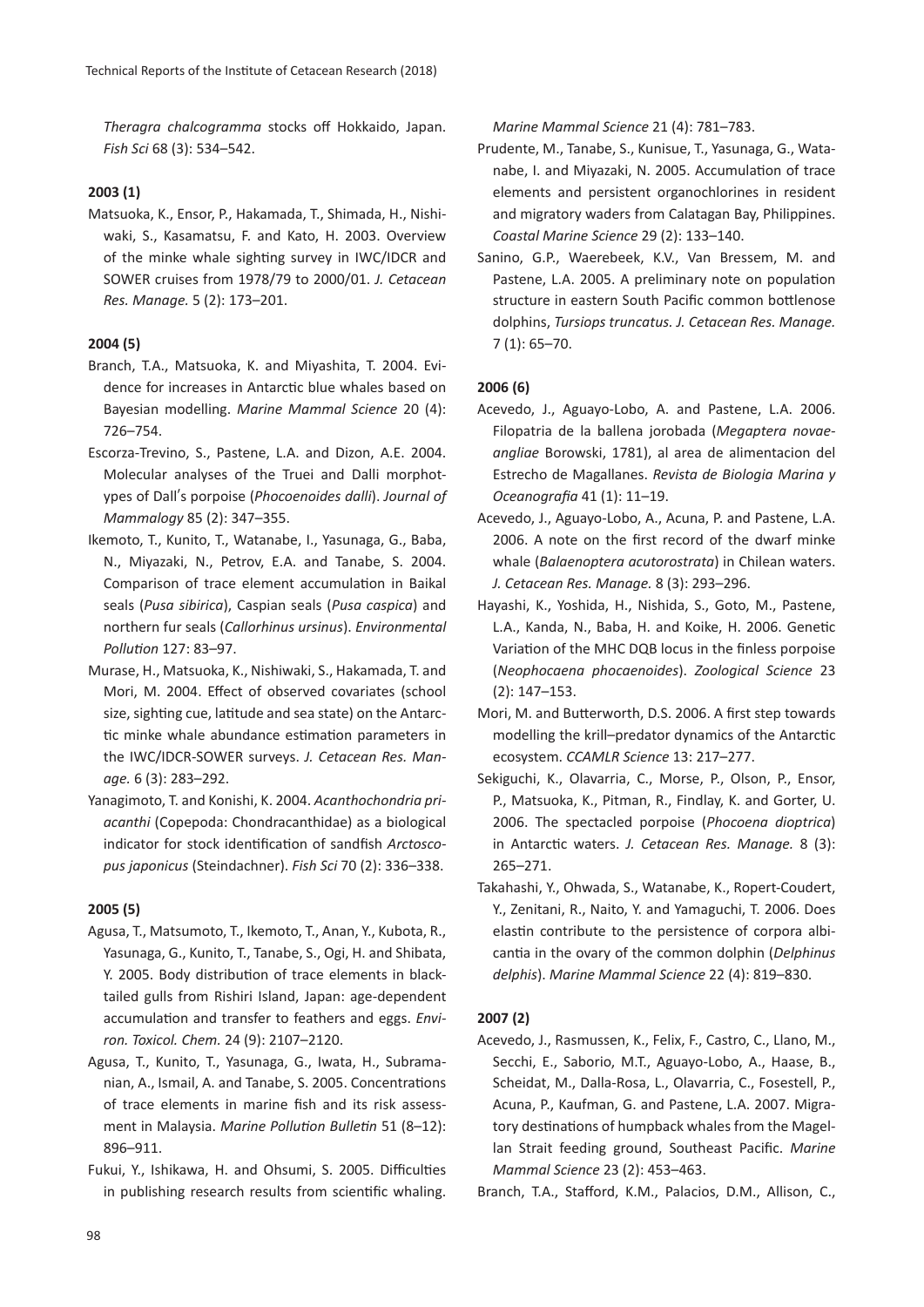*Theragra chalcogramma* stocks off Hokkaido, Japan. *Fish Sci* 68 (3): 534–542.

**2003 (1)**

Matsuoka, K., Ensor, P., Hakamada, T., Shimada, H., Nishiwaki, S., Kasamatsu, F. and Kato, H. 2003. Overview of the minke whale sighting survey in IWC/IDCR and SOWER cruises from 1978/79 to 2000/01. *J. Cetacean Res. Manage.* 5 (2): 173–201.

**2004 (5)**

Branch, T.A., Matsuoka, K. and Miyashita, T. 2004. Evidence for increases in Antarctic blue whales based on Bayesian modelling. *Marine Mammal Science* 20 (4): 726–754.

Escorza-Trevino, S., Pastene, L.A. and Dizon, A.E. 2004. Molecular analyses of the Truei and Dalli morphotypes of Dall′s porpoise (*Phocoenoides dalli*). *Journal of Mammalogy* 85 (2): 347–355.

Ikemoto, T., Kunito, T., Watanabe, I., Yasunaga, G., Baba, N., Miyazaki, N., Petrov, E.A. and Tanabe, S. 2004. Comparison of trace element accumulation in Baikal seals (*Pusa sibirica*), Caspian seals (*Pusa caspica*) and northern fur seals (*Callorhinus ursinus*). *Environmental Pollution* 127: 83–97.

Murase, H., Matsuoka, K., Nishiwaki, S., Hakamada, T. and Mori, M. 2004. Effect of observed covariates (school size, sighting cue, latitude and sea state) on the Antarctic minke whale abundance estimation parameters in the IWC/IDCR-SOWER surveys. *J. Cetacean Res. Manage.* 6 (3): 283–292.

Yanagimoto, T. and Konishi, K. 2004. *Acanthochondria priacanthi* (Copepoda: Chondracanthidae) as a biological indicator for stock identification of sandfish *Arctoscopus japonicus* (Steindachner). *Fish Sci* 70 (2): 336–338.

**2005 (5)**

Agusa, T., Matsumoto, T., Ikemoto, T., Anan, Y., Kubota, R., Yasunaga, G., Kunito, T., Tanabe, S., Ogi, H. and Shibata, Y. 2005. Body distribution of trace elements in black-tailed gulls from Rishiri Island, Japan: age-dependent accumulation and transfer to feathers and eggs. *Environ. Toxicol. Chem.* 24 (9): 2107–2120.

Agusa, T., Kunito, T., Yasunaga, G., Iwata, H., Subramanian, A., Ismail, A. and Tanabe, S. 2005. Concentrations of trace elements in marine fish and its risk assessment in Malaysia. *Marine Pollution Bulletin* 51 (8–12): 896–911.

Fukui, Y., Ishikawa, H. and Ohsumi, S. 2005. Difficulties in publishing research results from scientific whaling. *Marine Mammal Science* 21 (4): 781–783.

Prudente, M., Tanabe, S., Kunisue, T., Yasunaga, G., Watanabe, I. and Miyazaki, N. 2005. Accumulation of trace elements and persistent organochlorines in resident and migratory waders from Calatagan Bay, Philippines. *Coastal Marine Science* 29 (2): 133–140.

Sanino, G.P., Waerebeek, K.V., Van Bressem, M. and Pastene, L.A. 2005. A preliminary note on population structure in eastern South Pacific common bottlenose dolphins, *Tursiops truncatus. J. Cetacean Res. Manage.* 7 (1): 65–70.

**2006 (6)**

Acevedo, J., Aguayo-Lobo, A. and Pastene, L.A. 2006. Filopatria de la ballena jorobada (*Megaptera novaeangliae* Borowski, 1781), al area de alimentacion del Estrecho de Magallanes. *Revista de Biologia Marina y Oceanografia* 41 (1): 11–19.

Acevedo, J., Aguayo-Lobo, A., Acuna, P. and Pastene, L.A. 2006. A note on the first record of the dwarf minke whale (*Balaenoptera acutorostrata*) in Chilean waters. *J. Cetacean Res. Manage.* 8 (3): 293–296.

Hayashi, K., Yoshida, H., Nishida, S., Goto, M., Pastene, L.A., Kanda, N., Baba, H. and Koike, H. 2006. Genetic Variation of the MHC DQB locus in the finless porpoise (*Neophocaena phocaenoides*). *Zoological Science* 23 (2): 147–153.

Mori, M. and Butterworth, D.S. 2006. A first step towards modelling the krill–predator dynamics of the Antarctic ecosystem. *CCAMLR Science* 13: 217–277.

Sekiguchi, K., Olavarria, C., Morse, P., Olson, P., Ensor, P., Matsuoka, K., Pitman, R., Findlay, K. and Gorter, U. 2006. The spectacled porpoise (*Phocoena dioptrica*) in Antarctic waters. *J. Cetacean Res. Manage.* 8 (3): 265–271.

Takahashi, Y., Ohwada, S., Watanabe, K., Ropert-Coudert, Y., Zenitani, R., Naito, Y. and Yamaguchi, T. 2006. Does elastin contribute to the persistence of corpora albicantia in the ovary of the common dolphin (*Delphinus delphis*). *Marine Mammal Science* 22 (4): 819–830.

**2007 (2)**

Acevedo, J., Rasmussen, K., Felix, F., Castro, C., Llano, M., Secchi, E., Saborio, M.T., Aguayo-Lobo, A., Haase, B., Scheidat, M., Dalla-Rosa, L., Olavarria, C., Fosestell, P., Acuna, P., Kaufman, G. and Pastene, L.A. 2007. Migratory destinations of humpback whales from the Magellan Strait feeding ground, Southeast Pacific. *Marine Mammal Science* 23 (2): 453–463.

Branch, T.A., Stafford, K.M., Palacios, D.M., Allison, C.,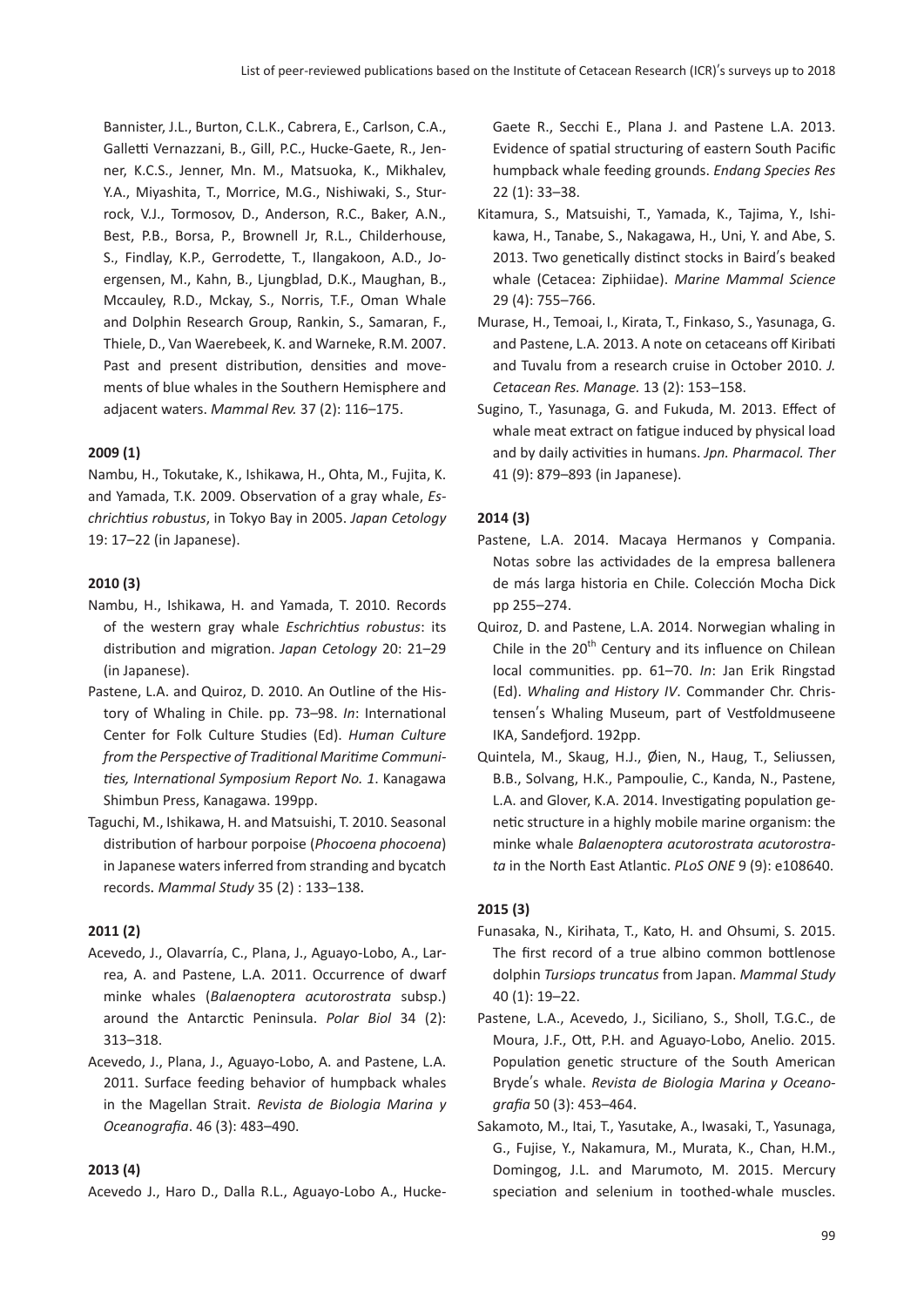Bannister, J.L., Burton, C.L.K., Cabrera, E., Carlson, C.A., Galletti Vernazzani, B., Gill, P.C., Hucke-Gaete, R., Jenner, K.C.S., Jenner, Mn. M., Matsuoka, K., Mikhalev, Y.A., Miyashita, T., Morrice, M.G., Nishiwaki, S., Sturrock, V.J., Tormosov, D., Anderson, R.C., Baker, A.N., Best, P.B., Borsa, P., Brownell Jr, R.L., Childerhouse, S., Findlay, K.P., Gerrodette, T., Ilangakoon, A.D., Joergensen, M., Kahn, B., Ljungblad, D.K., Maughan, B., Mccauley, R.D., Mckay, S., Norris, T.F., Oman Whale and Dolphin Research Group, Rankin, S., Samaran, F., Thiele, D., Van Waerebeek, K. and Warneke, R.M. 2007. Past and present distribution, densities and movements of blue whales in the Southern Hemisphere and adjacent waters. *Mammal Rev.* 37 (2): 116–175.

**2009 (1)**

Nambu, H., Tokutake, K., Ishikawa, H., Ohta, M., Fujita, K. and Yamada, T.K. 2009. Observation of a gray whale, *Eschrichtius robustus*, in Tokyo Bay in 2005. *Japan Cetology* 19: 17–22 (in Japanese).

**2010 (3)**

Nambu, H., Ishikawa, H. and Yamada, T. 2010. Records of the western gray whale *Eschrichtius robustus*: its distribution and migration. *Japan Cetology* 20: 21–29 (in Japanese).

Pastene, L.A. and Quiroz, D. 2010. An Outline of the History of Whaling in Chile. pp. 73–98. *In*: International Center for Folk Culture Studies (Ed). *Human Culture from the Perspective of Traditional Maritime Communities, International Symposium Report No. 1*. Kanagawa Shimbun Press, Kanagawa. 199pp.

Taguchi, M., Ishikawa, H. and Matsuishi, T. 2010. Seasonal distribution of harbour porpoise (*Phocoena phocoena*) in Japanese waters inferred from stranding and bycatch records. *Mammal Study* 35 (2) : 133–138.

**2011 (2)**

Acevedo, J., Olavarría, C., Plana, J., Aguayo-Lobo, A., Larrea, A. and Pastene, L.A. 2011. Occurrence of dwarf minke whales (*Balaenoptera acutorostrata* subsp.) around the Antarctic Peninsula. *Polar Biol* 34 (2): 313–318.

Acevedo, J., Plana, J., Aguayo-Lobo, A. and Pastene, L.A. 2011. Surface feeding behavior of humpback whales in the Magellan Strait. *Revista de Biologia Marina y Oceanografia*. 46 (3): 483–490.

**2013 (4)**

Acevedo J., Haro D., Dalla R.L., Aguayo-Lobo A., Hucke-Gaete R., Secchi E., Plana J. and Pastene L.A. 2013. Evidence of spatial structuring of eastern South Pacific humpback whale feeding grounds. *Endang Species Res* 22 (1): 33–38.

Kitamura, S., Matsuishi, T., Yamada, K., Tajima, Y., Ishikawa, H., Tanabe, S., Nakagawa, H., Uni, Y. and Abe, S. 2013. Two genetically distinct stocks in Baird's beaked whale (Cetacea: Ziphiidae). *Marine Mammal Science* 29 (4): 755–766.

Murase, H., Temoai, I., Kirata, T., Finkaso, S., Yasunaga, G. and Pastene, L.A. 2013. A note on cetaceans off Kiribati and Tuvalu from a research cruise in October 2010. *J. Cetacean Res. Manage.* 13 (2): 153–158.

Sugino, T., Yasunaga, G. and Fukuda, M. 2013. Effect of whale meat extract on fatigue induced by physical load and by daily activities in humans. *Jpn. Pharmacol. Ther* 41 (9): 879–893 (in Japanese).

**2014 (3)**

Pastene, L.A. 2014. Macaya Hermanos y Compania. Notas sobre las actividades de la empresa ballenera de más larga historia en Chile. Colección Mocha Dick pp 255–274.

Quiroz, D. and Pastene, L.A. 2014. Norwegian whaling in Chile in the 20th Century and its influence on Chilean local communities. pp. 61–70. *In*: Jan Erik Ringstad (Ed). *Whaling and History IV*. Commander Chr. Christensen's Whaling Museum, part of Vestfoldmuseene IKA, Sandefjord. 192pp.

Quintela, M., Skaug, H.J., Øien, N., Haug, T., Seliussen, B.B., Solvang, H.K., Pampoulie, C., Kanda, N., Pastene, L.A. and Glover, K.A. 2014. Investigating population genetic structure in a highly mobile marine organism: the minke whale *Balaenoptera acutorostrata acutorostrata* in the North East Atlantic. *PLoS ONE* 9 (9): e108640.

**2015 (3)**

Funasaka, N., Kirihata, T., Kato, H. and Ohsumi, S. 2015. The first record of a true albino common bottlenose dolphin *Tursiops truncatus* from Japan. *Mammal Study* 40 (1): 19–22.

Pastene, L.A., Acevedo, J., Siciliano, S., Sholl, T.G.C., de Moura, J.F., Ott, P.H. and Aguayo-Lobo, Anelio. 2015. Population genetic structure of the South American Bryde's whale. *Revista de Biologia Marina y Oceanografia* 50 (3): 453–464.

Sakamoto, M., Itai, T., Yasutake, A., Iwasaki, T., Yasunaga, G., Fujise, Y., Nakamura, M., Murata, K., Chan, H.M., Domingog, J.L. and Marumoto, M. 2015. Mercury speciation and selenium in toothed-whale muscles.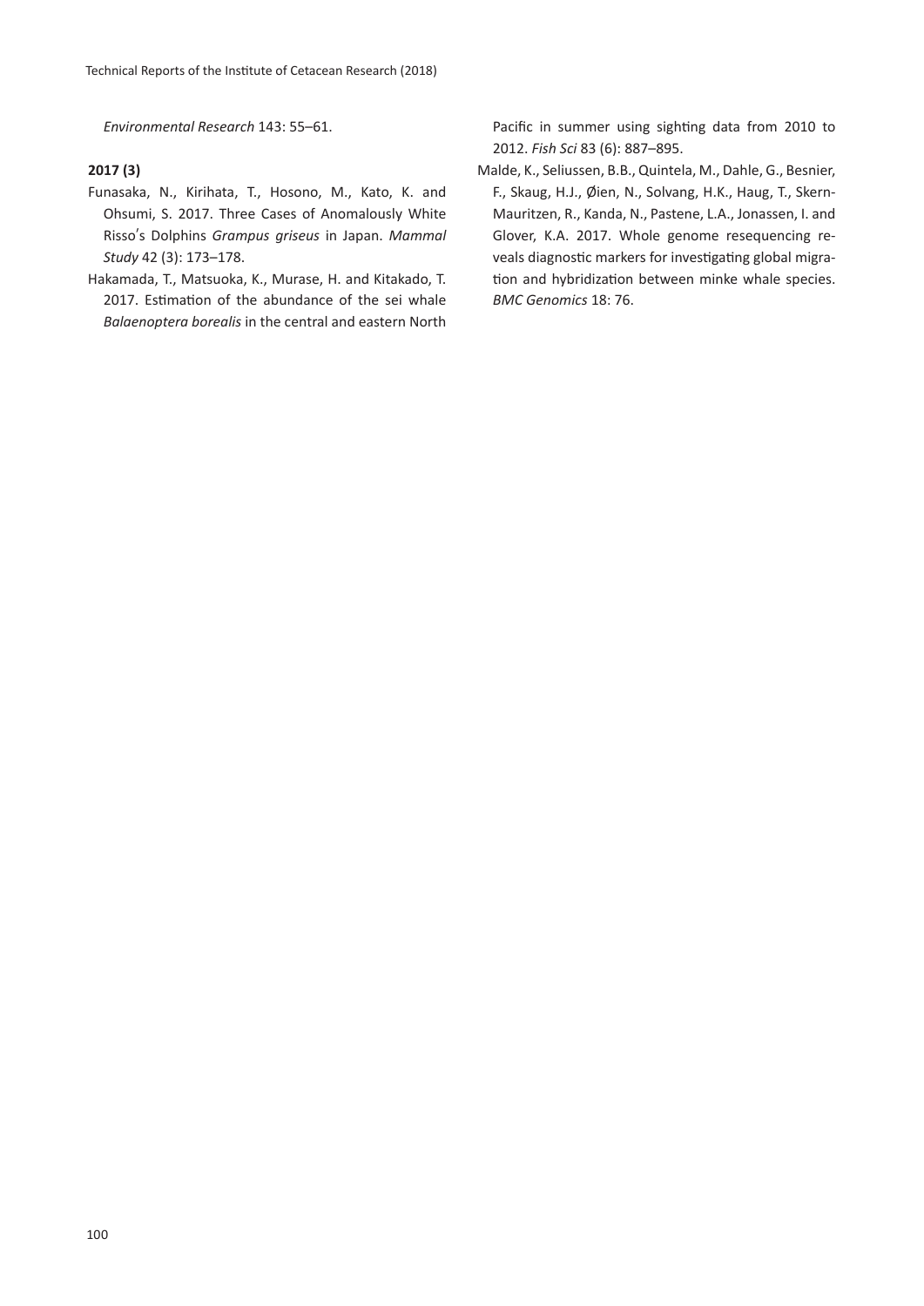*Environmental Research* 143: 55–61.

**2017 (3)**

Funasaka, N., Kirihata, T., Hosono, M., Kato, K. and Ohsumi, S. 2017. Three Cases of Anomalously White Risso's Dolphins *Grampus griseus* in Japan. *Mammal Study* 42 (3): 173–178.

Hakamada, T., Matsuoka, K., Murase, H. and Kitakado, T. 2017. Estimation of the abundance of the sei whale *Balaenoptera borealis* in the central and eastern North Pacific in summer using sighting data from 2010 to 2012. *Fish Sci* 83 (6): 887–895.

Malde, K., Seliussen, B.B., Quintela, M., Dahle, G., Besnier, F., Skaug, H.J., Øien, N., Solvang, H.K., Haug, T., Skern-Mauritzen, R., Kanda, N., Pastene, L.A., Jonassen, I. and Glover, K.A. 2017. Whole genome resequencing reveals diagnostic markers for investigating global migration and hybridization between minke whale species. *BMC Genomics* 18: 76.